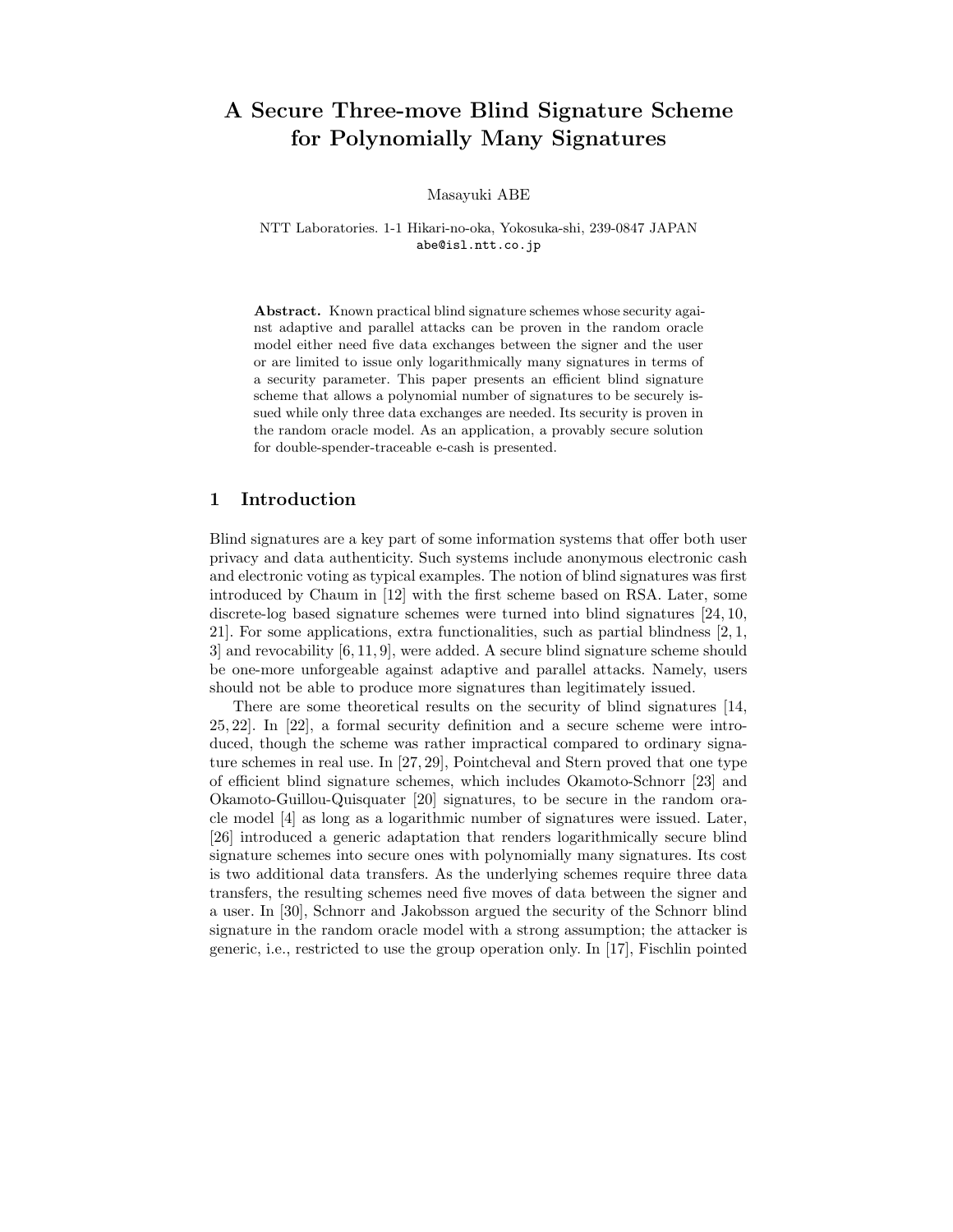# A Secure Three-move Blind Signature Scheme for Polynomially Many Signatures

Masayuki ABE

NTT Laboratories. 1-1 Hikari-no-oka, Yokosuka-shi, 239-0847 JAPAN
abe@isl.ntt.co.jp

**Abstract.** Known practical blind signature schemes whose security against adaptive and parallel attacks can be proven in the random oracle model either need five data exchanges between the signer and the user or are limited to issue only logarithmically many signatures in terms of a security parameter. This paper presents an efficient blind signature scheme that allows a polynomial number of signatures to be securely issued while only three data exchanges are needed. Its security is proven in the random oracle model. As an application, a provably secure solution for double-spender-traceable e-cash is presented.

## 1 Introduction

Blind signatures are a key part of some information systems that offer both user privacy and data authenticity. Such systems include anonymous electronic cash and electronic voting as typical examples. The notion of blind signatures was first introduced by Chaum in [12] with the first scheme based on RSA. Later, some discrete-log based signature schemes were turned into blind signatures [24, 10, 21]. For some applications, extra functionalities, such as partial blindness [2, 1, 3] and revocability [6, 11, 9], were added. A secure blind signature scheme should be one-more unforgeable against adaptive and parallel attacks. Namely, users should not be able to produce more signatures than legitimately issued.

There are some theoretical results on the security of blind signatures [14, 25, 22]. In [22], a formal security definition and a secure scheme were introduced, though the scheme was rather impractical compared to ordinary signature schemes in real use. In [27, 29], Pointcheval and Stern proved that one type of efficient blind signature schemes, which includes Okamoto-Schnorr [23] and Okamoto-Guillou-Quisquater [20] signatures, to be secure in the random oracle model [4] as long as a logarithmic number of signatures were issued. Later, [26] introduced a generic adaptation that renders logarithmically secure blind signature schemes into secure ones with polynomially many signatures. Its cost is two additional data transfers. As the underlying schemes require three data transfers, the resulting schemes need five moves of data between the signer and a user. In [30], Schnorr and Jakobsson argued the security of the Schnorr blind signature in the random oracle model with a strong assumption; the attacker is generic, i.e., restricted to use the group operation only. In [17], Fischlin pointed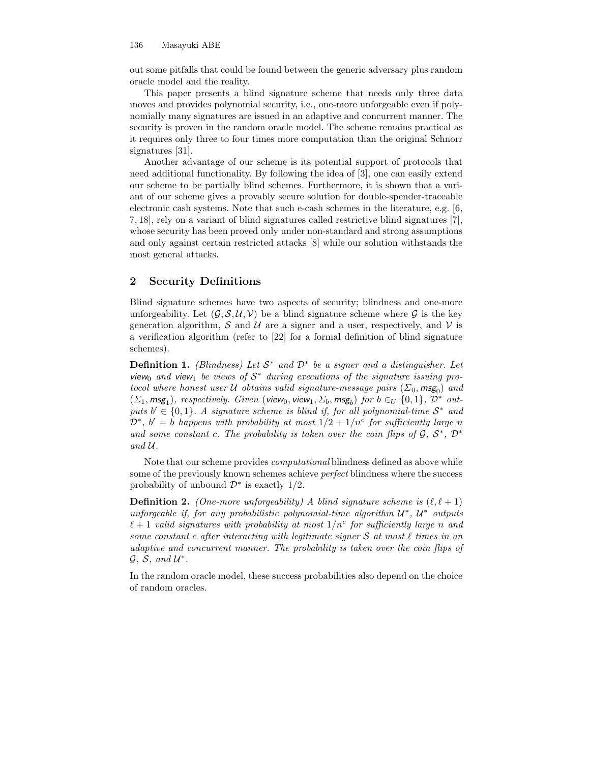out some pitfalls that could be found between the generic adversary plus random oracle model and the reality.

This paper presents a blind signature scheme that needs only three data moves and provides polynomial security, i.e., one-more unforgeable even if polynomially many signatures are issued in an adaptive and concurrent manner. The security is proven in the random oracle model. The scheme remains practical as it requires only three to four times more computation than the original Schnorr signatures [31].

Another advantage of our scheme is its potential support of protocols that need additional functionality. By following the idea of [3], one can easily extend our scheme to be partially blind schemes. Furthermore, it is shown that a variant of our scheme gives a provably secure solution for double-spender-traceable electronic cash systems. Note that such e-cash schemes in the literature, e.g. [6, 7, 18], rely on a variant of blind signatures called restrictive blind signatures [7], whose security has been proved only under non-standard and strong assumptions and only against certain restricted attacks [8] while our solution withstands the most general attacks.

## 2 Security Definitions

Blind signature schemes have two aspects of security; blindness and one-more unforgeability. Let $(\mathcal{G}, \mathcal{S}, \mathcal{U}, \mathcal{V})$ be a blind signature scheme where $\mathcal{G}$ is the key generation algorithm, $\mathcal{S}$ and $\mathcal{U}$ are a signer and a user, respectively, and $\mathcal{V}$ is a verification algorithm (refer to [22] for a formal definition of blind signature schemes).

**Definition 1.** *(Blindness) Let $\mathcal{S}^*$ and $\mathcal{D}^*$ be a signer and a distinguisher. Let $\mathsf{view}_0$ and $\mathsf{view}_1$ be views of $\mathcal{S}^*$ during executions of the signature issuing protocol where honest user $\mathcal{U}$ obtains valid signature-message pairs $(\Sigma_0, \mathsf{msg}_0)$ and $(\Sigma_1, \mathsf{msg}_1)$, respectively. Given $(\mathsf{view}_0, \mathsf{view}_1, \Sigma_b, \mathsf{msg}_b)$ for $b \in_U \{0,1\}$, $\mathcal{D}^*$ outputs $b' \in \{0,1\}$. A signature scheme is blind if, for all polynomial-time $\mathcal{S}^*$ and $\mathcal{D}^*$, $b' = b$ happens with probability at most $1/2 + 1/n^c$ for sufficiently large $n$ and some constant $c$. The probability is taken over the coin flips of $\mathcal{G}$, $\mathcal{S}^*$, $\mathcal{D}^*$ and $\mathcal{U}$.*

Note that our scheme provides *computational* blindness defined as above while some of the previously known schemes achieve *perfect* blindness where the success probability of unbound $\mathcal{D}^*$ is exactly $1/2$.

**Definition 2.** *(One-more unforgeability) A blind signature scheme is $(\ell, \ell+1)$ unforgeable if, for any probabilistic polynomial-time algorithm $\mathcal{U}^*$, $\mathcal{U}^*$ outputs $\ell+1$ valid signatures with probability at most $1/n^c$ for sufficiently large $n$ and some constant $c$ after interacting with legitimate signer $\mathcal{S}$ at most $\ell$ times in an adaptive and concurrent manner. The probability is taken over the coin flips of $\mathcal{G}$, $\mathcal{S}$, and $\mathcal{U}^*$.*

In the random oracle model, these success probabilities also depend on the choice of random oracles.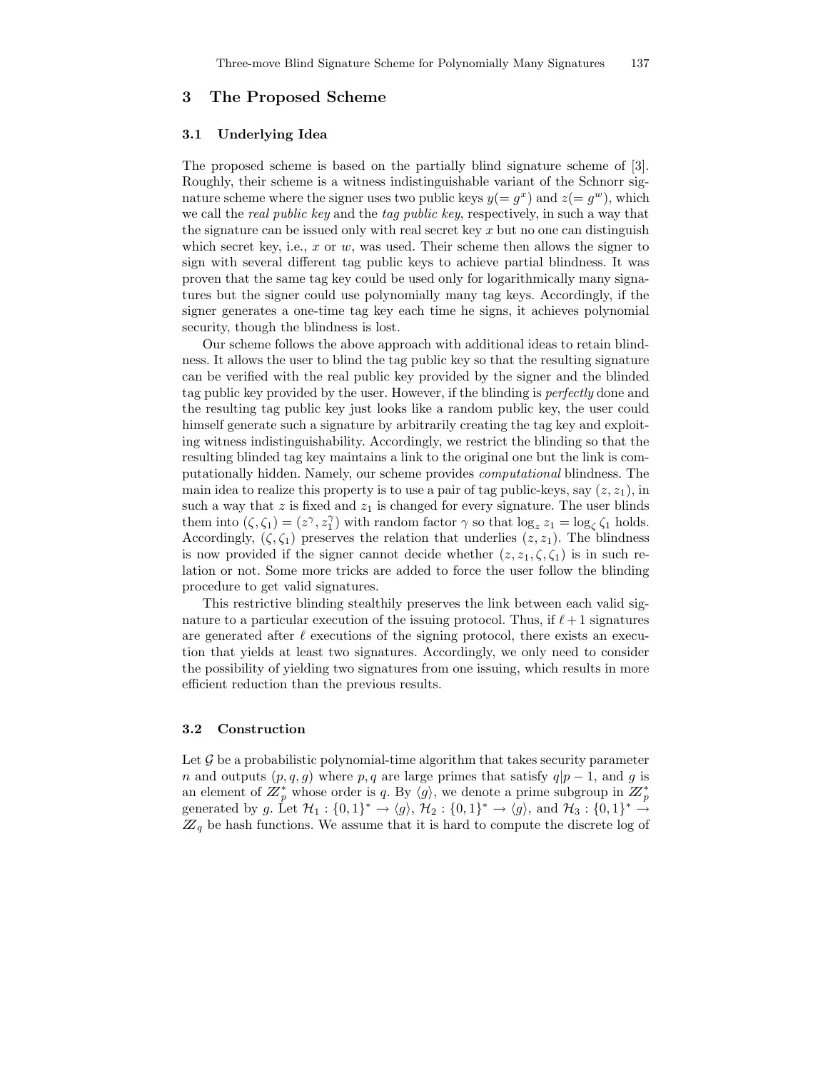## 3 The Proposed Scheme

### 3.1 Underlying Idea

The proposed scheme is based on the partially blind signature scheme of [3]. Roughly, their scheme is a witness indistinguishable variant of the Schnorr signature scheme where the signer uses two public keys $y(= g^x)$ and $z(= g^w)$, which we call the *real public key* and the *tag public key*, respectively, in such a way that the signature can be issued only with real secret key $x$ but no one can distinguish which secret key, i.e., $x$ or $w$, was used. Their scheme then allows the signer to sign with several different tag public keys to achieve partial blindness. It was proven that the same tag key could be used only for logarithmically many signatures but the signer could use polynomially many tag keys. Accordingly, if the signer generates a one-time tag key each time he signs, it achieves polynomial security, though the blindness is lost.

Our scheme follows the above approach with additional ideas to retain blindness. It allows the user to blind the tag public key so that the resulting signature can be verified with the real public key provided by the signer and the blinded tag public key provided by the user. However, if the blinding is *perfectly* done and the resulting tag public key just looks like a random public key, the user could himself generate such a signature by arbitrarily creating the tag key and exploiting witness indistinguishability. Accordingly, we restrict the blinding so that the resulting blinded tag key maintains a link to the original one but the link is computationally hidden. Namely, our scheme provides *computational* blindness. The main idea to realize this property is to use a pair of tag public-keys, say $(z, z_1)$, in such a way that $z$ is fixed and $z_1$ is changed for every signature. The user blinds them into $(\zeta, \zeta_1) = (z^\gamma, z_1^\gamma)$ with random factor $\gamma$ so that $\log_z z_1 = \log_\zeta \zeta_1$ holds. Accordingly, $(\zeta, \zeta_1)$ preserves the relation that underlies $(z, z_1)$. The blindness is now provided if the signer cannot decide whether $(z, z_1, \zeta, \zeta_1)$ is in such relation or not. Some more tricks are added to force the user follow the blinding procedure to get valid signatures.

This restrictive blinding stealthily preserves the link between each valid signature to a particular execution of the issuing protocol. Thus, if $\ell + 1$ signatures are generated after $\ell$ executions of the signing protocol, there exists an execution that yields at least two signatures. Accordingly, we only need to consider the possibility of yielding two signatures from one issuing, which results in more efficient reduction than the previous results.

### 3.2 Construction

Let $\mathcal{G}$ be a probabilistic polynomial-time algorithm that takes security parameter $n$ and outputs $(p, q, g)$ where $p, q$ are large primes that satisfy $q | p - 1$, and $g$ is an element of $\mathbb{Z}_p^*$ whose order is $q$. By $\langle g \rangle$, we denote a prime subgroup in $\mathbb{Z}_p^*$ generated by $g$. Let $\mathcal{H}_1 : \{0,1\}^* \to \langle g \rangle$, $\mathcal{H}_2 : \{0,1\}^* \to \langle g \rangle$, and $\mathcal{H}_3 : \{0,1\}^* \to \mathbb{Z}_q$ be hash functions. We assume that it is hard to compute the discrete log of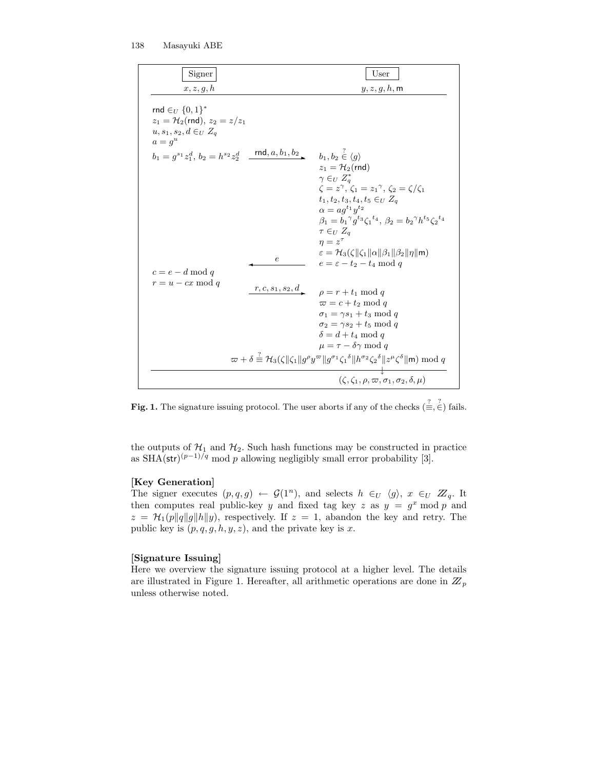| Signer | | User |
|---|---|---|
| $x, z, g, h$ | | $y, z, g, h, \mathsf{m}$ |
| $\mathsf{rnd} \in_U \{0,1\}^*$ <br> $z_1 = \mathcal{H}_2(\mathsf{rnd}),\ z_2 = z/z_1$ <br> $u, s_1, s_2, d \in_U Z_q$ <br> $a = g^u$ <br> $b_1 = g^{s_1} z_1^d,\ b_2 = h^{s_2} z_2^d$ | $\xrightarrow{\mathsf{rnd}, a, b_1, b_2}$ | $b_1, b_2 \overset{?}{\in} \langle g \rangle$ <br> $z_1 = \mathcal{H}_2(\mathsf{rnd})$ <br> $\gamma \in_U Z_q^*$ <br> $\zeta = z^\gamma,\ \zeta_1 = {z_1}^\gamma,\ \zeta_2 = \zeta/\zeta_1$ <br> $t_1, t_2, t_3, t_4, t_5 \in_U Z_q$ <br> $\alpha = a g^{t_1} y^{t_2}$ <br> $\beta_1 = {b_1}^\gamma g^{t_3} {\zeta_1}^{t_4},\ \beta_2 = {b_2}^\gamma h^{t_5} {\zeta_2}^{t_4}$ <br> $\tau \in_U Z_q$ <br> $\eta = z^\tau$ <br> $\varepsilon = \mathcal{H}_3(\zeta \Vert \zeta_1 \Vert \alpha \Vert \beta_1 \Vert \beta_2 \Vert \eta \Vert \mathsf{m})$ |
| | $\xleftarrow{e}$ | $e = \varepsilon - t_2 - t_4 \bmod q$ |
| $c = e - d \bmod q$ <br> $r = u - cx \bmod q$ | $\xrightarrow{r, c, s_1, s_2, d}$ | $\rho = r + t_1 \bmod q$ <br> $\varpi = c + t_2 \bmod q$ <br> $\sigma_1 = \gamma s_1 + t_3 \bmod q$ <br> $\sigma_2 = \gamma s_2 + t_5 \bmod q$ <br> $\delta = d + t_4 \bmod q$ <br> $\mu = \tau - \delta\gamma \bmod q$ |
| | | $\varpi + \delta \overset{?}{\equiv} \mathcal{H}_3(\zeta \Vert \zeta_1 \Vert g^\rho y^\varpi \Vert g^{\sigma_1} {\zeta_1}^\delta \Vert h^{\sigma_2} {\zeta_2}^\delta \Vert z^\mu \zeta^\delta \Vert \mathsf{m}) \bmod q$ |
| | | $(\zeta, \zeta_1, \rho, \varpi, \sigma_1, \sigma_2, \delta, \mu)$ |

**Fig. 1.** The signature issuing protocol. The user aborts if any of the checks ($\overset{?}{\equiv}, \overset{?}{\in}$) fails.

the outputs of $\mathcal{H}_1$ and $\mathcal{H}_2$. Such hash functions may be constructed in practice as $\mathrm{SHA}(\mathsf{str})^{(p-1)/q} \bmod p$ allowing negligibly small error probability [3].

**[Key Generation]**
The signer executes $(p, q, g) \leftarrow \mathcal{G}(1^n)$, and selects $h \in_U \langle g \rangle$, $x \in_U \mathbb{Z}_q$. It then computes real public-key $y$ and fixed tag key $z$ as $y = g^x \bmod p$ and $z = \mathcal{H}_1(p \Vert q \Vert g \Vert h \Vert y)$, respectively. If $z = 1$, abandon the key and retry. The public key is $(p, q, g, h, y, z)$, and the private key is $x$.

**[Signature Issuing]**
Here we overview the signature issuing protocol at a higher level. The details are illustrated in Figure 1. Hereafter, all arithmetic operations are done in $\mathbb{Z}_p$ unless otherwise noted.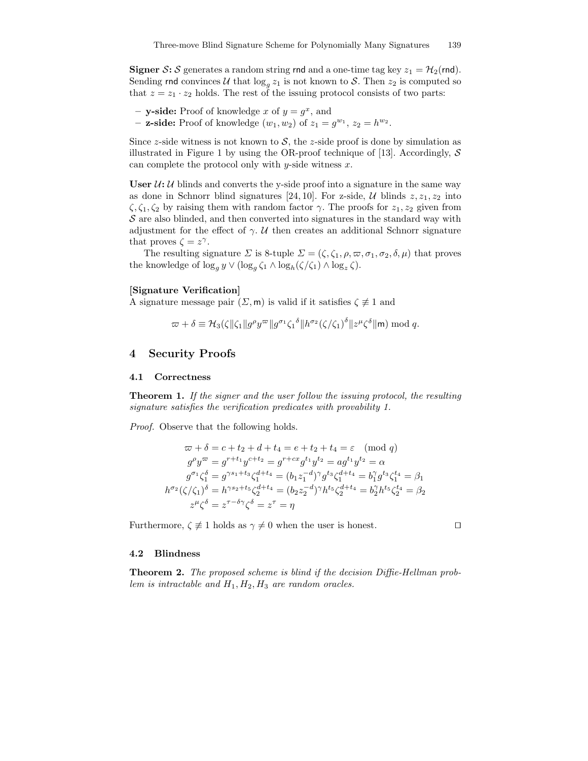**Signer $\mathcal{S}$:** $\mathcal{S}$ generates a random string $\mathsf{rnd}$ and a one-time tag key $z_1 = \mathcal{H}_2(\mathsf{rnd})$. Sending $\mathsf{rnd}$ convinces $\mathcal{U}$ that $\log_g z_1$ is not known to $\mathcal{S}$. Then $z_2$ is computed so that $z = z_1 \cdot z_2$ holds. The rest of the issuing protocol consists of two parts:

- **y-side:** Proof of knowledge $x$ of $y = g^x$, and
- **z-side:** Proof of knowledge $(w_1, w_2)$ of $z_1 = g^{w_1}$, $z_2 = h^{w_2}$.

Since $z$-side witness is not known to $\mathcal{S}$, the $z$-side proof is done by simulation as illustrated in Figure 1 by using the OR-proof technique of [13]. Accordingly, $\mathcal{S}$ can complete the protocol only with $y$-side witness $x$.

**User $\mathcal{U}$:** $\mathcal{U}$ blinds and converts the y-side proof into a signature in the same way as done in Schnorr blind signatures [24, 10]. For z-side, $\mathcal{U}$ blinds $z, z_1, z_2$ into $\zeta, \zeta_1, \zeta_2$ by raising them with random factor $\gamma$. The proofs for $z_1, z_2$ given from $\mathcal{S}$ are also blinded, and then converted into signatures in the standard way with adjustment for the effect of $\gamma$. $\mathcal{U}$ then creates an additional Schnorr signature that proves $\zeta = z^{\gamma}$.

The resulting signature $\Sigma$ is 8-tuple $\Sigma = (\zeta, \zeta_1, \rho, \varpi, \sigma_1, \sigma_2, \delta, \mu)$ that proves the knowledge of $\log_g y \vee (\log_g \zeta_1 \wedge \log_h(\zeta/\zeta_1) \wedge \log_z \zeta)$.

**[Signature Verification]**
A signature message pair $(\Sigma, \mathsf{m})$ is valid if it satisfies $\zeta \not\equiv 1$ and

$$\varpi + \delta \equiv \mathcal{H}_3(\zeta \| \zeta_1 \| g^{\rho} y^{\varpi} \| g^{\sigma_1} {\zeta_1}^{\delta} \| h^{\sigma_2} (\zeta/\zeta_1)^{\delta} \| z^{\mu} \zeta^{\delta} \| \mathsf{m}) \bmod q.$$

## 4 Security Proofs

### 4.1 Correctness

**Theorem 1.** *If the signer and the user follow the issuing protocol, the resulting signature satisfies the verification predicates with provability 1.*

*Proof.* Observe that the following holds.

$$\begin{aligned}
\varpi + \delta &= c + t_2 + d + t_4 = e + t_2 + t_4 = \varepsilon \pmod q \\
g^{\rho} y^{\varpi} &= g^{r+t_1} y^{c+t_2} = g^{r+cx} g^{t_1} y^{t_2} = a g^{t_1} y^{t_2} = \alpha \\
g^{\sigma_1} \zeta_1^{\delta} &= g^{\gamma s_1 + t_3} \zeta_1^{d+t_4} = (b_1 z_1^{-d})^{\gamma} g^{t_3} \zeta_1^{d+t_4} = b_1^{\gamma} g^{t_3} \zeta_1^{t_4} = \beta_1 \\
h^{\sigma_2} (\zeta/\zeta_1)^{\delta} &= h^{\gamma s_2 + t_5} \zeta_2^{d+t_4} = (b_2 z_2^{-d})^{\gamma} h^{t_5} \zeta_2^{d+t_4} = b_2^{\gamma} h^{t_5} \zeta_2^{t_4} = \beta_2 \\
z^{\mu} \zeta^{\delta} &= z^{\tau - \delta\gamma} \zeta^{\delta} = z^{\tau} = \eta
\end{aligned}$$

Furthermore, $\zeta \not\equiv 1$ holds as $\gamma \neq 0$ when the user is honest. □

### 4.2 Blindness

**Theorem 2.** *The proposed scheme is blind if the decision Diffie-Hellman problem is intractable and $H_1, H_2, H_3$ are random oracles.*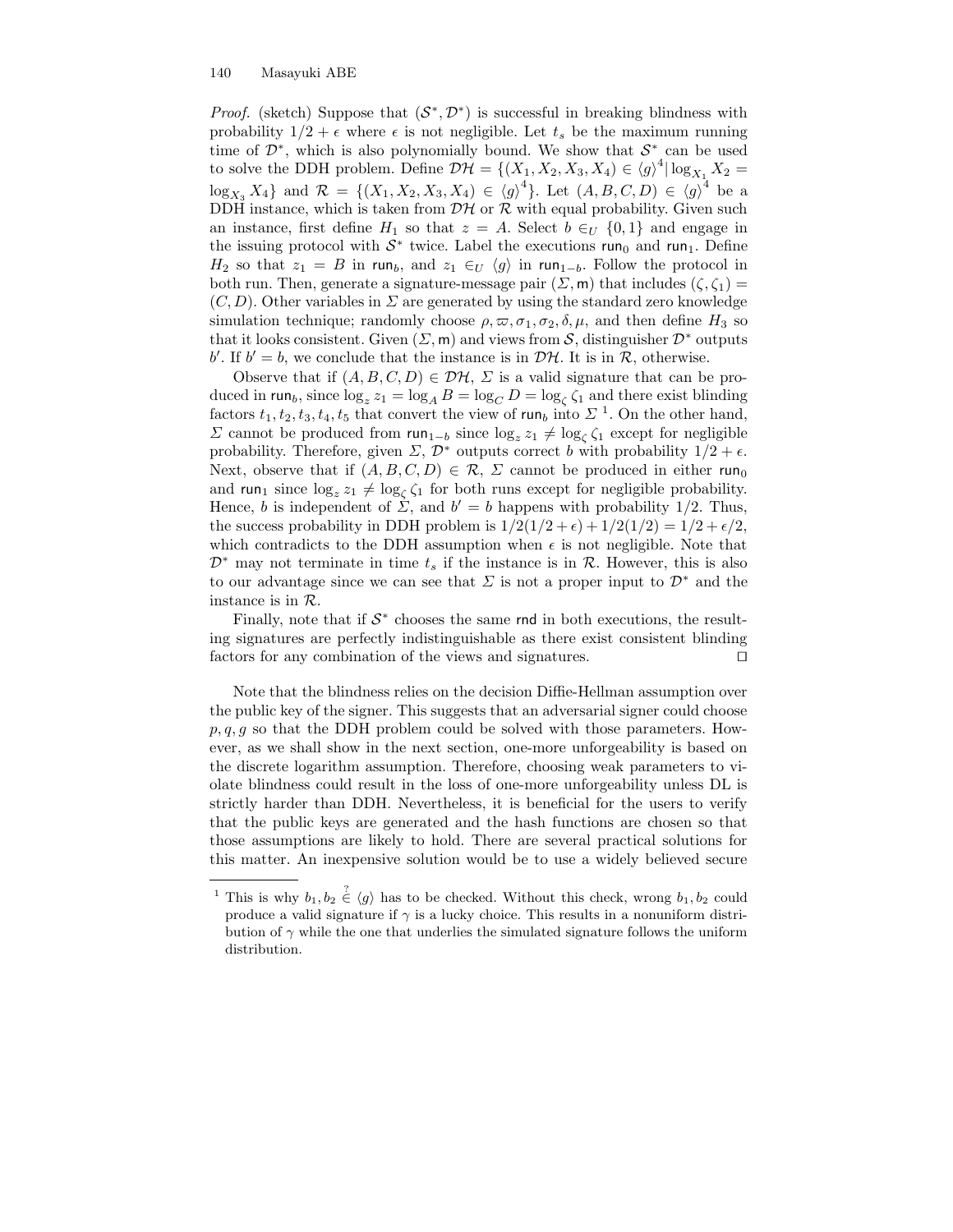*Proof.* (sketch) Suppose that $(\mathcal{S}^*, \mathcal{D}^*)$ is successful in breaking blindness with probability $1/2 + \epsilon$ where $\epsilon$ is not negligible. Let $t_s$ be the maximum running time of $\mathcal{D}^*$, which is also polynomially bound. We show that $\mathcal{S}^*$ can be used to solve the DDH problem. Define $\mathcal{DH} = \{(X_1, X_2, X_3, X_4) \in \langle g \rangle^4 | \log_{X_1} X_2 = \log_{X_3} X_4\}$ and $\mathcal{R} = \{(X_1, X_2, X_3, X_4) \in \langle g \rangle^4\}$. Let $(A, B, C, D) \in \langle g \rangle^4$ be a DDH instance, which is taken from $\mathcal{DH}$ or $\mathcal{R}$ with equal probability. Given such an instance, first define $H_1$ so that $z = A$. Select $b \in_U \{0, 1\}$ and engage in the issuing protocol with $\mathcal{S}^*$ twice. Label the executions $\mathsf{run}_0$ and $\mathsf{run}_1$. Define $H_2$ so that $z_1 = B$ in $\mathsf{run}_b$, and $z_1 \in_U \langle g \rangle$ in $\mathsf{run}_{1-b}$. Follow the protocol in both run. Then, generate a signature-message pair $(\Sigma, \mathsf{m})$ that includes $(\zeta, \zeta_1) = (C, D)$. Other variables in $\Sigma$ are generated by using the standard zero knowledge simulation technique; randomly choose $\rho, \varpi, \sigma_1, \sigma_2, \delta, \mu$, and then define $H_3$ so that it looks consistent. Given $(\Sigma, \mathsf{m})$ and views from $\mathcal{S}$, distinguisher $\mathcal{D}^*$ outputs $b'$. If $b' = b$, we conclude that the instance is in $\mathcal{DH}$. It is in $\mathcal{R}$, otherwise.

Observe that if $(A, B, C, D) \in \mathcal{DH}$, $\Sigma$ is a valid signature that can be produced in $\mathsf{run}_b$, since $\log_z z_1 = \log_A B = \log_C D = \log_\zeta \zeta_1$ and there exist blinding factors $t_1, t_2, t_3, t_4, t_5$ that convert the view of $\mathsf{run}_b$ into $\Sigma$ [1]. On the other hand, $\Sigma$ cannot be produced from $\mathsf{run}_{1-b}$ since $\log_z z_1 \neq \log_\zeta \zeta_1$ except for negligible probability. Therefore, given $\Sigma$, $\mathcal{D}^*$ outputs correct $b$ with probability $1/2 + \epsilon$. Next, observe that if $(A, B, C, D) \in \mathcal{R}$, $\Sigma$ cannot be produced in either $\mathsf{run}_0$ and $\mathsf{run}_1$ since $\log_z z_1 \neq \log_\zeta \zeta_1$ for both runs except for negligible probability. Hence, $b$ is independent of $\Sigma$, and $b' = b$ happens with probability $1/2$. Thus, the success probability in DDH problem is $1/2(1/2 + \epsilon) + 1/2(1/2) = 1/2 + \epsilon/2$, which contradicts to the DDH assumption when $\epsilon$ is not negligible. Note that $\mathcal{D}^*$ may not terminate in time $t_s$ if the instance is in $\mathcal{R}$. However, this is also to our advantage since we can see that $\Sigma$ is not a proper input to $\mathcal{D}^*$ and the instance is in $\mathcal{R}$.

Finally, note that if $\mathcal{S}^*$ chooses the same $\mathsf{rnd}$ in both executions, the resulting signatures are perfectly indistinguishable as there exist consistent blinding factors for any combination of the views and signatures. □

Note that the blindness relies on the decision Diffie-Hellman assumption over the public key of the signer. This suggests that an adversarial signer could choose $p, q, g$ so that the DDH problem could be solved with those parameters. However, as we shall show in the next section, one-more unforgeability is based on the discrete logarithm assumption. Therefore, choosing weak parameters to violate blindness could result in the loss of one-more unforgeability unless DL is strictly harder than DDH. Nevertheless, it is beneficial for the users to verify that the public keys are generated and the hash functions are chosen so that those assumptions are likely to hold. There are several practical solutions for this matter. An inexpensive solution would be to use a widely believed secure

---

[1] This is why $b_1, b_2 \stackrel{?}{\in} \langle g \rangle$ has to be checked. Without this check, wrong $b_1, b_2$ could produce a valid signature if $\gamma$ is a lucky choice. This results in a nonuniform distribution of $\gamma$ while the one that underlies the simulated signature follows the uniform distribution.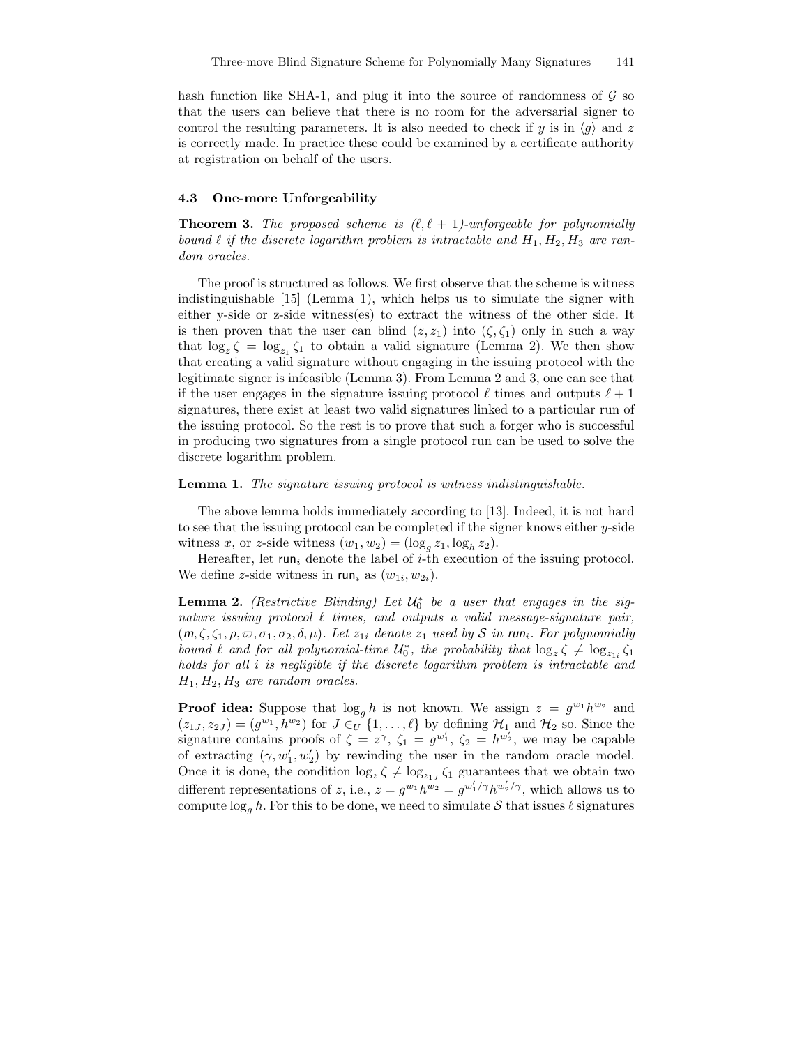hash function like SHA-1, and plug it into the source of randomness of $\mathcal{G}$ so that the users can believe that there is no room for the adversarial signer to control the resulting parameters. It is also needed to check if $y$ is in $\langle g \rangle$ and $z$ is correctly made. In practice these could be examined by a certificate authority at registration on behalf of the users.

### 4.3 One-more Unforgeability

**Theorem 3.** *The proposed scheme is $(\ell, \ell+1)$-unforgeable for polynomially bound $\ell$ if the discrete logarithm problem is intractable and $H_1, H_2, H_3$ are random oracles.*

The proof is structured as follows. We first observe that the scheme is witness indistinguishable [15] (Lemma 1), which helps us to simulate the signer with either y-side or z-side witness(es) to extract the witness of the other side. It is then proven that the user can blind $(z, z_1)$ into $(\zeta, \zeta_1)$ only in such a way that $\log_z \zeta = \log_{z_1} \zeta_1$ to obtain a valid signature (Lemma 2). We then show that creating a valid signature without engaging in the issuing protocol with the legitimate signer is infeasible (Lemma 3). From Lemma 2 and 3, one can see that if the user engages in the signature issuing protocol $\ell$ times and outputs $\ell + 1$ signatures, there exist at least two valid signatures linked to a particular run of the issuing protocol. So the rest is to prove that such a forger who is successful in producing two signatures from a single protocol run can be used to solve the discrete logarithm problem.

**Lemma 1.** *The signature issuing protocol is witness indistinguishable.*

The above lemma holds immediately according to [13]. Indeed, it is not hard to see that the issuing protocol can be completed if the signer knows either $y$-side witness $x$, or $z$-side witness $(w_1, w_2) = (\log_g z_1, \log_h z_2)$.

Hereafter, let $\mathsf{run}_i$ denote the label of $i$-th execution of the issuing protocol. We define $z$-side witness in $\mathsf{run}_i$ as $(w_{1i}, w_{2i})$.

**Lemma 2.** *(Restrictive Blinding) Let $\mathcal{U}_0^*$ be a user that engages in the signature issuing protocol $\ell$ times, and outputs a valid message-signature pair, $(m, \zeta, \zeta_1, \rho, \varpi, \sigma_1, \sigma_2, \delta, \mu)$. Let $z_{1i}$ denote $z_1$ used by $\mathcal{S}$ in $\mathsf{run}_i$. For polynomially bound $\ell$ and for all polynomial-time $\mathcal{U}_0^*$, the probability that $\log_z \zeta \neq \log_{z_{1i}} \zeta_1$ holds for all $i$ is negligible if the discrete logarithm problem is intractable and $H_1, H_2, H_3$ are random oracles.*

**Proof idea:** Suppose that $\log_g h$ is not known. We assign $z = g^{w_1} h^{w_2}$ and $(z_{1J}, z_{2J}) = (g^{w_1}, h^{w_2})$ for $J \in_U \{1, \ldots, \ell\}$ by defining $\mathcal{H}_1$ and $\mathcal{H}_2$ so. Since the signature contains proofs of $\zeta = z^\gamma$, $\zeta_1 = g^{w_1'}$, $\zeta_2 = h^{w_2'}$, we may be capable of extracting $(\gamma, w_1', w_2')$ by rewinding the user in the random oracle model. Once it is done, the condition $\log_z \zeta \neq \log_{z_{1J}} \zeta_1$ guarantees that we obtain two different representations of $z$, i.e., $z = g^{w_1} h^{w_2} = g^{w_1'/\gamma} h^{w_2'/\gamma}$, which allows us to compute $\log_g h$. For this to be done, we need to simulate $\mathcal{S}$ that issues $\ell$ signatures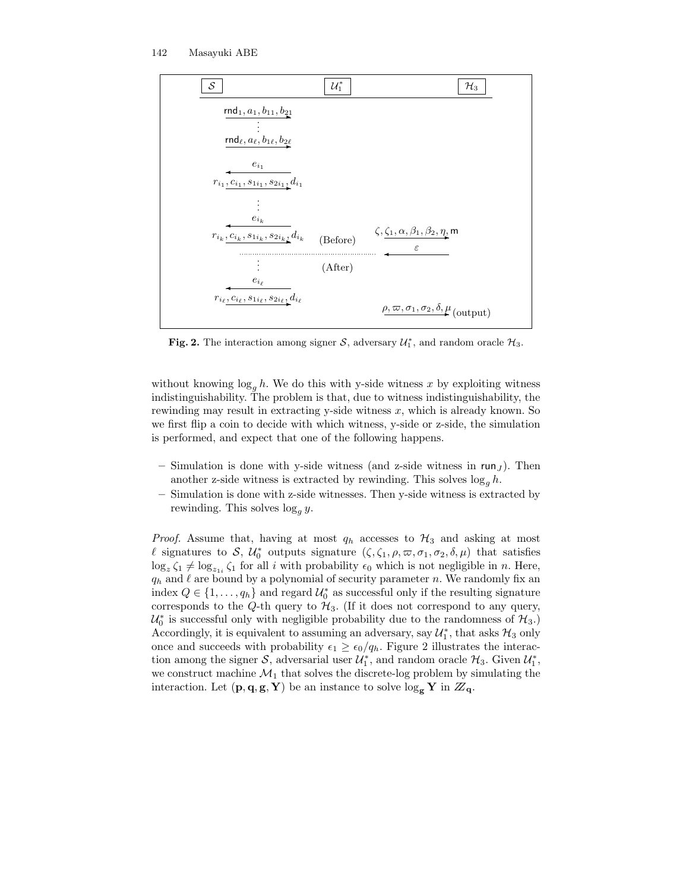| $\mathcal{S}$ | $\mathcal{U}_1^*$ | $\mathcal{H}_3$ |
|---|---|---|
| $\xrightarrow{\mathsf{rnd}_1, a_1, b_{11}, b_{21}}$ | | |
| $\vdots$ | | |
| $\xrightarrow{\mathsf{rnd}_\ell, a_\ell, b_{1\ell}, b_{2\ell}}$ | | |
| $\xleftarrow{e_{i_1}}$ | | |
| $\xrightarrow{r_{i_1}, c_{i_1}, s_{1i_1}, s_{2i_1}, d_{i_1}}$ | | |
| $\vdots$ | | |
| $\xleftarrow{e_{i_k}}$ | | |
| $\xrightarrow{r_{i_k}, c_{i_k}, s_{1i_k}, s_{2i_k}, d_{i_k}}$ | (Before) | $\xrightarrow{\zeta, \zeta_1, \alpha, \beta_1, \beta_2, \eta, \mathsf{m}}$ |
| | | $\xleftarrow{\varepsilon}$ |
| $\vdots$ | (After) | |
| $\xleftarrow{e_{i_\ell}}$ | | |
| $\xrightarrow{r_{i_\ell}, c_{i_\ell}, s_{1i_\ell}, s_{2i_\ell}, d_{i_\ell}}$ | | |
| | | $\xrightarrow{\rho, \varpi, \sigma_1, \sigma_2, \delta, \mu}$ (output) |

**Fig. 2.** The interaction among signer $\mathcal{S}$, adversary $\mathcal{U}_1^*$, and random oracle $\mathcal{H}_3$.

without knowing $\log_g h$. We do this with y-side witness $x$ by exploiting witness indistinguishability. The problem is that, due to witness indistinguishability, the rewinding may result in extracting y-side witness $x$, which is already known. So we first flip a coin to decide with which witness, y-side or z-side, the simulation is performed, and expect that one of the following happens.

- Simulation is done with y-side witness (and z-side witness in $\mathsf{run}_J$). Then another z-side witness is extracted by rewinding. This solves $\log_g h$.
- Simulation is done with z-side witnesses. Then y-side witness is extracted by rewinding. This solves $\log_g y$.

*Proof.* Assume that, having at most $q_h$ accesses to $\mathcal{H}_3$ and asking at most $\ell$ signatures to $\mathcal{S}$, $\mathcal{U}_0^*$ outputs signature $(\zeta, \zeta_1, \rho, \varpi, \sigma_1, \sigma_2, \delta, \mu)$ that satisfies $\log_z \zeta_1 \neq \log_{z_{1i}} \zeta_1$ for all $i$ with probability $\epsilon_0$ which is not negligible in $n$. Here, $q_h$ and $\ell$ are bound by a polynomial of security parameter $n$. We randomly fix an index $Q \in \{1, \ldots, q_h\}$ and regard $\mathcal{U}_0^*$ as successful only if the resulting signature corresponds to the $Q$-th query to $\mathcal{H}_3$. (If it does not correspond to any query, $\mathcal{U}_0^*$ is successful only with negligible probability due to the randomness of $\mathcal{H}_3$.) Accordingly, it is equivalent to assuming an adversary, say $\mathcal{U}_1^*$, that asks $\mathcal{H}_3$ only once and succeeds with probability $\epsilon_1 \geq \epsilon_0/q_h$. Figure 2 illustrates the interaction among the signer $\mathcal{S}$, adversarial user $\mathcal{U}_1^*$, and random oracle $\mathcal{H}_3$. Given $\mathcal{U}_1^*$, we construct machine $\mathcal{M}_1$ that solves the discrete-log problem by simulating the interaction. Let $(\mathbf{p}, \mathbf{q}, \mathbf{g}, \mathbf{Y})$ be an instance to solve $\log_{\mathbf{g}} \mathbf{Y}$ in $\mathbb{Z}_{\mathbf{q}}$.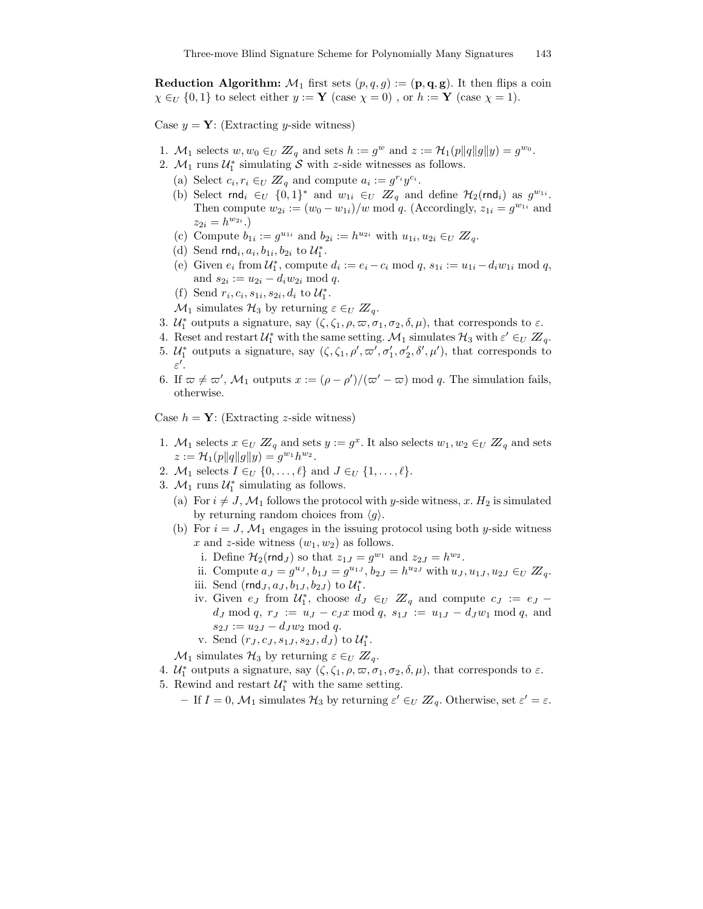**Reduction Algorithm:** $\mathcal{M}_1$ first sets $(p, q, g) := (\mathbf{p}, \mathbf{q}, \mathbf{g})$. It then flips a coin $\chi \in_U \{0, 1\}$ to select either $y := \mathbf{Y}$ (case $\chi = 0$) , or $h := \mathbf{Y}$ (case $\chi = 1$).

Case $y = \mathbf{Y}$: (Extracting $y$-side witness)

1. $\mathcal{M}_1$ selects $w, w_0 \in_U \mathbb{Z}_q$ and sets $h := g^w$ and $z := \mathcal{H}_1(p\|q\|g\|y) = g^{w_0}$.
2. $\mathcal{M}_1$ runs $\mathcal{U}_1^*$ simulating $\mathcal{S}$ with $z$-side witnesses as follows.
   (a) Select $c_i, r_i \in_U \mathbb{Z}_q$ and compute $a_i := g^{r_i} y^{c_i}$.
   (b) Select $\mathsf{rnd}_i \in_U \{0,1\}^*$ and $w_{1i} \in_U \mathbb{Z}_q$ and define $\mathcal{H}_2(\mathsf{rnd}_i)$ as $g^{w_{1i}}$. Then compute $w_{2i} := (w_0 - w_{1i})/w \bmod q$. (Accordingly, $z_{1i} = g^{w_{1i}}$ and $z_{2i} = h^{w_{2i}}$.)
   (c) Compute $b_{1i} := g^{u_{1i}}$ and $b_{2i} := h^{u_{2i}}$ with $u_{1i}, u_{2i} \in_U \mathbb{Z}_q$.
   (d) Send $\mathsf{rnd}_i, a_i, b_{1i}, b_{2i}$ to $\mathcal{U}_1^*$.
   (e) Given $e_i$ from $\mathcal{U}_1^*$, compute $d_i := e_i - c_i \bmod q$, $s_{1i} := u_{1i} - d_i w_{1i} \bmod q$, and $s_{2i} := u_{2i} - d_i w_{2i} \bmod q$.
   (f) Send $r_i, c_i, s_{1i}, s_{2i}, d_i$ to $\mathcal{U}_1^*$.

   $\mathcal{M}_1$ simulates $\mathcal{H}_3$ by returning $\varepsilon \in_U \mathbb{Z}_q$.
3. $\mathcal{U}_1^*$ outputs a signature, say $(\zeta, \zeta_1, \rho, \varpi, \sigma_1, \sigma_2, \delta, \mu)$, that corresponds to $\varepsilon$.
4. Reset and restart $\mathcal{U}_1^*$ with the same setting. $\mathcal{M}_1$ simulates $\mathcal{H}_3$ with $\varepsilon' \in_U \mathbb{Z}_q$.
5. $\mathcal{U}_1^*$ outputs a signature, say $(\zeta, \zeta_1, \rho', \varpi', \sigma_1', \sigma_2', \delta', \mu')$, that corresponds to $\varepsilon'$.
6. If $\varpi \neq \varpi'$, $\mathcal{M}_1$ outputs $x := (\rho - \rho')/(\varpi' - \varpi) \bmod q$. The simulation fails, otherwise.

Case $h = \mathbf{Y}$: (Extracting $z$-side witness)

1. $\mathcal{M}_1$ selects $x \in_U \mathbb{Z}_q$ and sets $y := g^x$. It also selects $w_1, w_2 \in_U \mathbb{Z}_q$ and sets $z := \mathcal{H}_1(p\|q\|g\|y) = g^{w_1} h^{w_2}$.
2. $\mathcal{M}_1$ selects $I \in_U \{0, \ldots, \ell\}$ and $J \in_U \{1, \ldots, \ell\}$.
3. $\mathcal{M}_1$ runs $\mathcal{U}_1^*$ simulating as follows.
   (a) For $i \neq J$, $\mathcal{M}_1$ follows the protocol with $y$-side witness, $x$. $H_2$ is simulated by returning random choices from $\langle g \rangle$.
   (b) For $i = J$, $\mathcal{M}_1$ engages in the issuing protocol using both $y$-side witness $x$ and $z$-side witness $(w_1, w_2)$ as follows.
      i. Define $\mathcal{H}_2(\mathsf{rnd}_J)$ so that $z_{1J} = g^{w_1}$ and $z_{2J} = h^{w_2}$.
      ii. Compute $a_J = g^{u_J}, b_{1J} = g^{u_{1J}}, b_{2J} = h^{u_{2J}}$ with $u_J, u_{1J}, u_{2J} \in_U \mathbb{Z}_q$.
      iii. Send $(\mathsf{rnd}_J, a_J, b_{1J}, b_{2J})$ to $\mathcal{U}_1^*$.
      iv. Given $e_J$ from $\mathcal{U}_1^*$, choose $d_J \in_U \mathbb{Z}_q$ and compute $c_J := e_J - d_J \bmod q$, $r_J := u_J - c_J x \bmod q$, $s_{1J} := u_{1J} - d_J w_1 \bmod q$, and $s_{2J} := u_{2J} - d_J w_2 \bmod q$.
      v. Send $(r_J, c_J, s_{1J}, s_{2J}, d_J)$ to $\mathcal{U}_1^*$.

   $\mathcal{M}_1$ simulates $\mathcal{H}_3$ by returning $\varepsilon \in_U \mathbb{Z}_q$.
4. $\mathcal{U}_1^*$ outputs a signature, say $(\zeta, \zeta_1, \rho, \varpi, \sigma_1, \sigma_2, \delta, \mu)$, that corresponds to $\varepsilon$.
5. Rewind and restart $\mathcal{U}_1^*$ with the same setting.
   – If $I = 0$, $\mathcal{M}_1$ simulates $\mathcal{H}_3$ by returning $\varepsilon' \in_U \mathbb{Z}_q$. Otherwise, set $\varepsilon' = \varepsilon$.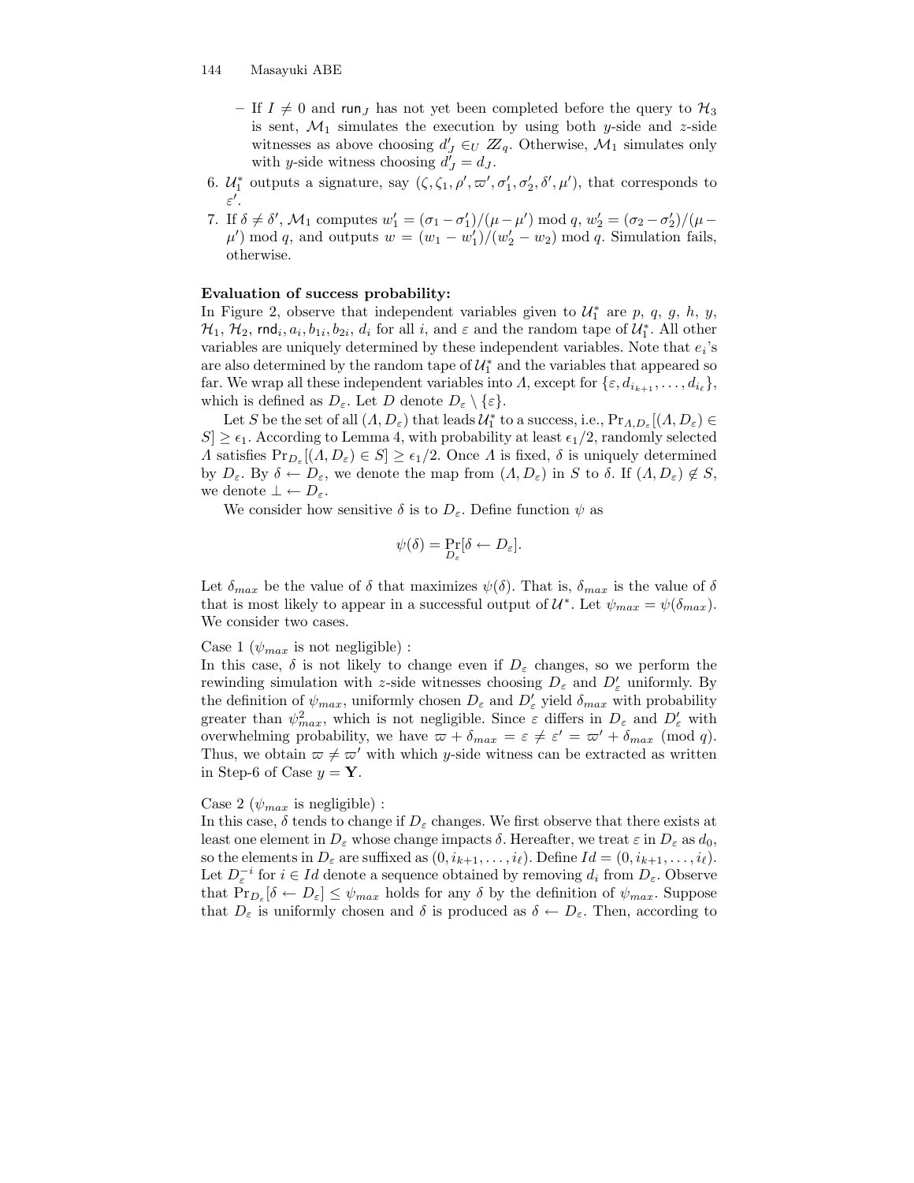- If $I \neq 0$ and $\mathsf{run}_J$ has not yet been completed before the query to $\mathcal{H}_3$ is sent, $\mathcal{M}_1$ simulates the execution by using both $y$-side and $z$-side witnesses as above choosing $d'_J \in_U \mathbb{Z}_q$. Otherwise, $\mathcal{M}_1$ simulates only with $y$-side witness choosing $d'_J = d_J$.

6. $\mathcal{U}_1^*$ outputs a signature, say $(\zeta, \zeta_1, \rho', \varpi', \sigma'_1, \sigma'_2, \delta', \mu')$, that corresponds to $\varepsilon'$.
7. If $\delta \neq \delta'$, $\mathcal{M}_1$ computes $w'_1 = (\sigma_1 - \sigma'_1)/(\mu - \mu') \bmod q$, $w'_2 = (\sigma_2 - \sigma'_2)/(\mu - \mu') \bmod q$, and outputs $w = (w_1 - w'_1)/(w'_2 - w_2) \bmod q$. Simulation fails, otherwise.

**Evaluation of success probability:**
In Figure 2, observe that independent variables given to $\mathcal{U}_1^*$ are $p$, $q$, $g$, $h$, $y$, $\mathcal{H}_1$, $\mathcal{H}_2$, $\mathsf{rnd}_i, a_i, b_{1i}, b_{2i}$, $d_i$ for all $i$, and $\varepsilon$ and the random tape of $\mathcal{U}_1^*$. All other variables are uniquely determined by these independent variables. Note that $e_i$'s are also determined by the random tape of $\mathcal{U}_1^*$ and the variables that appeared so far. We wrap all these independent variables into $\Lambda$, except for $\{\varepsilon, d_{i_{k+1}}, \ldots, d_{i_\ell}\}$, which is defined as $D_\varepsilon$. Let $D$ denote $D_\varepsilon \setminus \{\varepsilon\}$.

Let $S$ be the set of all $(\Lambda, D_\varepsilon)$ that leads $\mathcal{U}_1^*$ to a success, i.e., $\Pr_{\Lambda, D_\varepsilon}[(\Lambda, D_\varepsilon) \in S] \geq \epsilon_1$. According to Lemma 4, with probability at least $\epsilon_1/2$, randomly selected $\Lambda$ satisfies $\Pr_{D_\varepsilon}[(\Lambda, D_\varepsilon) \in S] \geq \epsilon_1/2$. Once $\Lambda$ is fixed, $\delta$ is uniquely determined by $D_\varepsilon$. By $\delta \leftarrow D_\varepsilon$, we denote the map from $(\Lambda, D_\varepsilon)$ in $S$ to $\delta$. If $(\Lambda, D_\varepsilon) \notin S$, we denote $\perp \leftarrow D_\varepsilon$.

We consider how sensitive $\delta$ is to $D_\varepsilon$. Define function $\psi$ as

$$\psi(\delta) = \Pr_{D_\varepsilon}[\delta \leftarrow D_\varepsilon].$$

Let $\delta_{max}$ be the value of $\delta$ that maximizes $\psi(\delta)$. That is, $\delta_{max}$ is the value of $\delta$ that is most likely to appear in a successful output of $\mathcal{U}^*$. Let $\psi_{max} = \psi(\delta_{max})$. We consider two cases.

Case 1 ($\psi_{max}$ is not negligible) :
In this case, $\delta$ is not likely to change even if $D_\varepsilon$ changes, so we perform the rewinding simulation with $z$-side witnesses choosing $D_\varepsilon$ and $D'_\varepsilon$ uniformly. By the definition of $\psi_{max}$, uniformly chosen $D_\varepsilon$ and $D'_\varepsilon$ yield $\delta_{max}$ with probability greater than $\psi^2_{max}$, which is not negligible. Since $\varepsilon$ differs in $D_\varepsilon$ and $D'_\varepsilon$ with overwhelming probability, we have $\varpi + \delta_{max} = \varepsilon \neq \varepsilon' = \varpi' + \delta_{max} \pmod q$. Thus, we obtain $\varpi \neq \varpi'$ with which $y$-side witness can be extracted as written in Step-6 of Case $y = \mathbf{Y}$.

Case 2 ($\psi_{max}$ is negligible) :
In this case, $\delta$ tends to change if $D_\varepsilon$ changes. We first observe that there exists at least one element in $D_\varepsilon$ whose change impacts $\delta$. Hereafter, we treat $\varepsilon$ in $D_\varepsilon$ as $d_0$, so the elements in $D_\varepsilon$ are suffixed as $(0, i_{k+1}, \ldots, i_\ell)$. Define $Id = (0, i_{k+1}, \ldots, i_\ell)$. Let $D_\varepsilon^{-i}$ for $i \in Id$ denote a sequence obtained by removing $d_i$ from $D_\varepsilon$. Observe that $\Pr_{D_\varepsilon}[\delta \leftarrow D_\varepsilon] \leq \psi_{max}$ holds for any $\delta$ by the definition of $\psi_{max}$. Suppose that $D_\varepsilon$ is uniformly chosen and $\delta$ is produced as $\delta \leftarrow D_\varepsilon$. Then, according to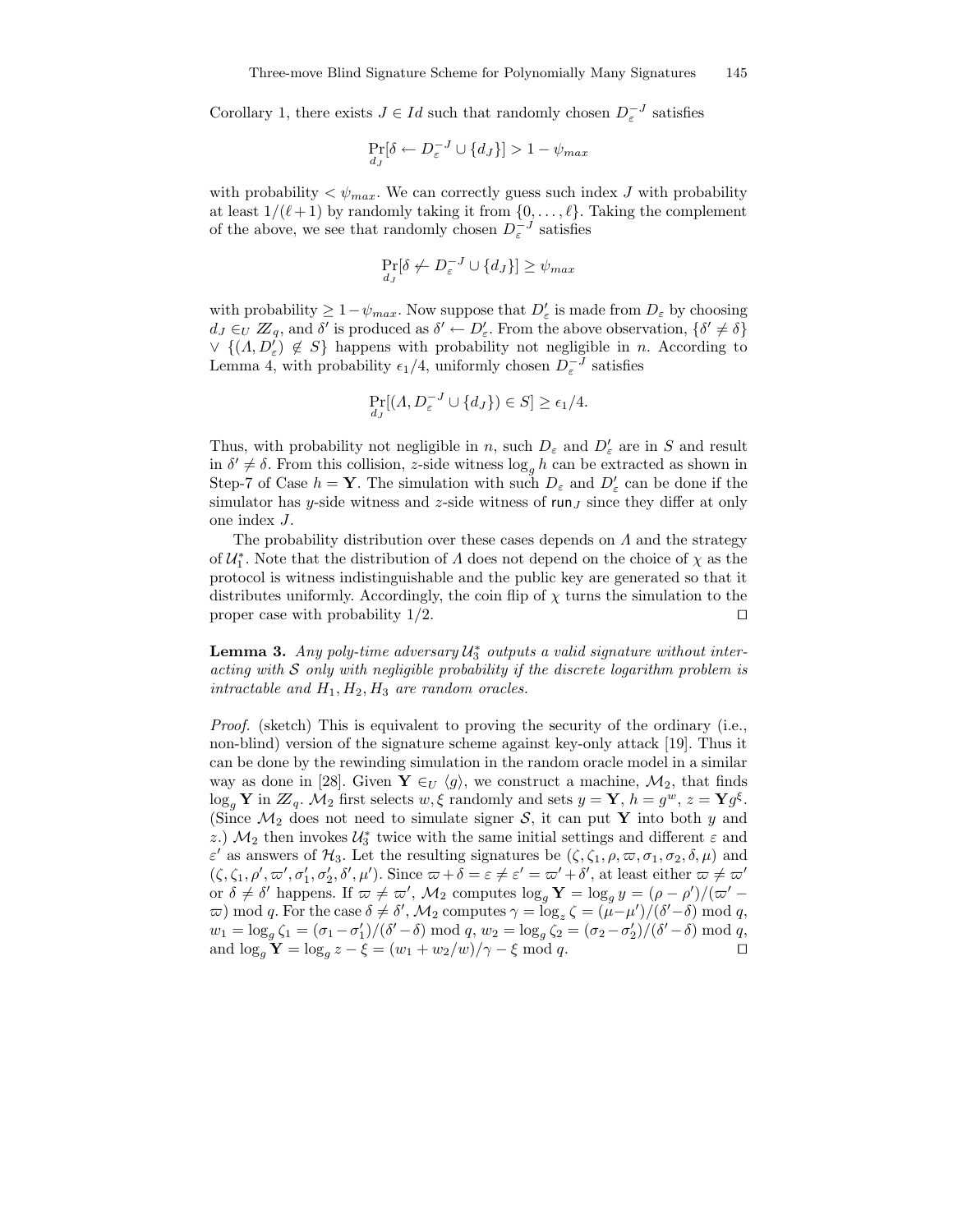Corollary 1, there exists $J \in Id$ such that randomly chosen $D_\varepsilon^{-J}$ satisfies

$$\Pr_{d_J}[\delta \leftarrow D_\varepsilon^{-J} \cup \{d_J\}] > 1 - \psi_{max}$$

with probability $< \psi_{max}$. We can correctly guess such index $J$ with probability at least $1/(\ell+1)$ by randomly taking it from $\{0, \ldots, \ell\}$. Taking the complement of the above, we see that randomly chosen $D_\varepsilon^{-J}$ satisfies

$$\Pr_{d_J}[\delta \not\leftarrow D_\varepsilon^{-J} \cup \{d_J\}] \geq \psi_{max}$$

with probability $\geq 1 - \psi_{max}$. Now suppose that $D'_\varepsilon$ is made from $D_\varepsilon$ by choosing $d_J \in_U \mathbb{Z}_q$, and $\delta'$ is produced as $\delta' \leftarrow D'_\varepsilon$. From the above observation, $\{\delta' \neq \delta\} \vee \{(\Lambda, D'_\varepsilon) \notin S\}$ happens with probability not negligible in $n$. According to Lemma 4, with probability $\epsilon_1/4$, uniformly chosen $D_\varepsilon^{-J}$ satisfies

$$\Pr_{d_J}[(\Lambda, D_\varepsilon^{-J} \cup \{d_J\}) \in S] \geq \epsilon_1/4.$$

Thus, with probability not negligible in $n$, such $D_\varepsilon$ and $D'_\varepsilon$ are in $S$ and result in $\delta' \neq \delta$. From this collision, $z$-side witness $\log_g h$ can be extracted as shown in Step-7 of Case $h = \mathbf{Y}$. The simulation with such $D_\varepsilon$ and $D'_\varepsilon$ can be done if the simulator has $y$-side witness and $z$-side witness of $\mathsf{run}_J$ since they differ at only one index $J$.

The probability distribution over these cases depends on $\Lambda$ and the strategy of $\mathcal{U}_1^*$. Note that the distribution of $\Lambda$ does not depend on the choice of $\chi$ as the protocol is witness indistinguishable and the public key are generated so that it distributes uniformly. Accordingly, the coin flip of $\chi$ turns the simulation to the proper case with probability 1/2. □

**Lemma 3.** *Any poly-time adversary $\mathcal{U}_3^*$ outputs a valid signature without interacting with $\mathcal{S}$ only with negligible probability if the discrete logarithm problem is intractable and $H_1, H_2, H_3$ are random oracles.*

*Proof.* (sketch) This is equivalent to proving the security of the ordinary (i.e., non-blind) version of the signature scheme against key-only attack [19]. Thus it can be done by the rewinding simulation in the random oracle model in a similar way as done in [28]. Given $\mathbf{Y} \in_U \langle g \rangle$, we construct a machine, $\mathcal{M}_2$, that finds $\log_g \mathbf{Y}$ in $\mathbb{Z}_q$. $\mathcal{M}_2$ first selects $w, \xi$ randomly and sets $y = \mathbf{Y}$, $h = g^w$, $z = \mathbf{Y} g^\xi$. (Since $\mathcal{M}_2$ does not need to simulate signer $\mathcal{S}$, it can put $\mathbf{Y}$ into both $y$ and $z$.) $\mathcal{M}_2$ then invokes $\mathcal{U}_3^*$ twice with the same initial settings and different $\varepsilon$ and $\varepsilon'$ as answers of $\mathcal{H}_3$. Let the resulting signatures be $(\zeta, \zeta_1, \rho, \varpi, \sigma_1, \sigma_2, \delta, \mu)$ and $(\zeta, \zeta_1, \rho', \varpi', \sigma'_1, \sigma'_2, \delta', \mu')$. Since $\varpi + \delta = \varepsilon \neq \varepsilon' = \varpi' + \delta'$, at least either $\varpi \neq \varpi'$ or $\delta \neq \delta'$ happens. If $\varpi \neq \varpi'$, $\mathcal{M}_2$ computes $\log_g \mathbf{Y} = \log_g y = (\rho - \rho')/(\varpi' - \varpi) \bmod q$. For the case $\delta \neq \delta'$, $\mathcal{M}_2$ computes $\gamma = \log_z \zeta = (\mu - \mu')/(\delta' - \delta) \bmod q$, $w_1 = \log_g \zeta_1 = (\sigma_1 - \sigma'_1)/(\delta' - \delta) \bmod q$, $w_2 = \log_g \zeta_2 = (\sigma_2 - \sigma'_2)/(\delta' - \delta) \bmod q$, and $\log_g \mathbf{Y} = \log_g z - \xi = (w_1 + w_2/w)/\gamma - \xi \bmod q$. □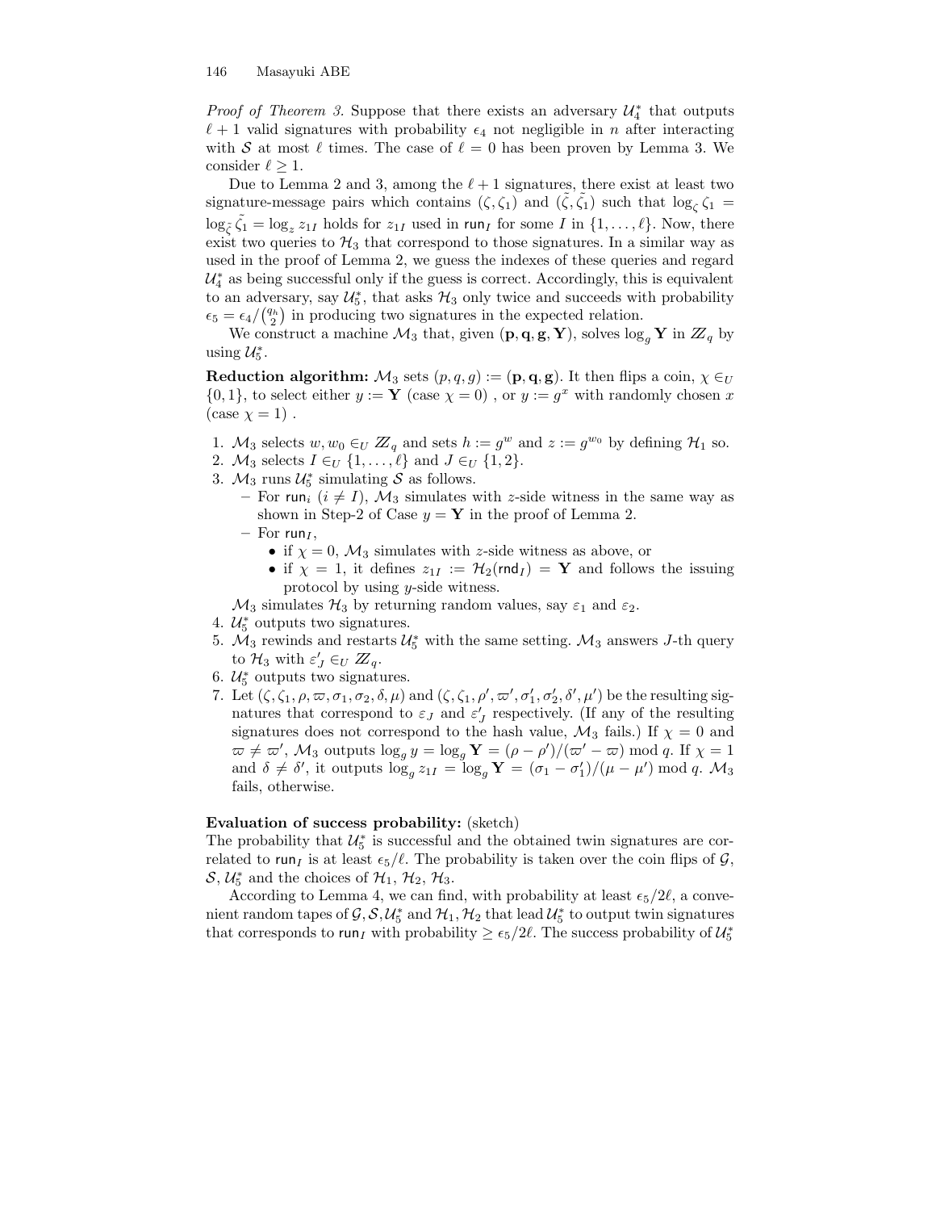*Proof of Theorem 3.* Suppose that there exists an adversary $\mathcal{U}_4^*$ that outputs $\ell + 1$ valid signatures with probability $\epsilon_4$ not negligible in $n$ after interacting with $\mathcal{S}$ at most $\ell$ times. The case of $\ell = 0$ has been proven by Lemma 3. We consider $\ell \geq 1$.

Due to Lemma 2 and 3, among the $\ell + 1$ signatures, there exist at least two signature-message pairs which contains $(\zeta, \zeta_1)$ and $(\tilde{\zeta}, \tilde{\zeta_1})$ such that $\log_\zeta \zeta_1 = \log_{\tilde{\zeta}} \tilde{\zeta_1} = \log_z z_{1I}$ holds for $z_{1I}$ used in $\mathsf{run}_I$ for some $I$ in $\{1, \ldots, \ell\}$. Now, there exist two queries to $\mathcal{H}_3$ that correspond to those signatures. In a similar way as used in the proof of Lemma 2, we guess the indexes of these queries and regard $\mathcal{U}_4^*$ as being successful only if the guess is correct. Accordingly, this is equivalent to an adversary, say $\mathcal{U}_5^*$, that asks $\mathcal{H}_3$ only twice and succeeds with probability $\epsilon_5 = \epsilon_4 / \binom{q_h}{2}$ in producing two signatures in the expected relation.

We construct a machine $\mathcal{M}_3$ that, given $(\mathbf{p}, \mathbf{q}, \mathbf{g}, \mathbf{Y})$, solves $\log_g \mathbf{Y}$ in $\mathbb{Z}_q$ by using $\mathcal{U}_5^*$.

**Reduction algorithm:** $\mathcal{M}_3$ sets $(p, q, g) := (\mathbf{p}, \mathbf{q}, \mathbf{g})$. It then flips a coin, $\chi \in_U \{0, 1\}$, to select either $y := \mathbf{Y}$ (case $\chi = 0$), or $y := g^x$ with randomly chosen $x$ (case $\chi = 1$).

1. $\mathcal{M}_3$ selects $w, w_0 \in_U \mathbb{Z}_q$ and sets $h := g^w$ and $z := g^{w_0}$ by defining $\mathcal{H}_1$ so.
2. $\mathcal{M}_3$ selects $I \in_U \{1, \ldots, \ell\}$ and $J \in_U \{1, 2\}$.
3. $\mathcal{M}_3$ runs $\mathcal{U}_5^*$ simulating $\mathcal{S}$ as follows.
   - For $\mathsf{run}_i$ $(i \neq I)$, $\mathcal{M}_3$ simulates with $z$-side witness in the same way as shown in Step-2 of Case $y = \mathbf{Y}$ in the proof of Lemma 2.
   - For $\mathsf{run}_I$,
     - if $\chi = 0$, $\mathcal{M}_3$ simulates with $z$-side witness as above, or
     - if $\chi = 1$, it defines $z_{1I} := \mathcal{H}_2(\mathsf{rnd}_I) = \mathbf{Y}$ and follows the issuing protocol by using $y$-side witness.

   $\mathcal{M}_3$ simulates $\mathcal{H}_3$ by returning random values, say $\varepsilon_1$ and $\varepsilon_2$.
4. $\mathcal{U}_5^*$ outputs two signatures.
5. $\mathcal{M}_3$ rewinds and restarts $\mathcal{U}_5^*$ with the same setting. $\mathcal{M}_3$ answers $J$-th query to $\mathcal{H}_3$ with $\varepsilon'_J \in_U \mathbb{Z}_q$.
6. $\mathcal{U}_5^*$ outputs two signatures.
7. Let $(\zeta, \zeta_1, \rho, \varpi, \sigma_1, \sigma_2, \delta, \mu)$ and $(\zeta, \zeta_1, \rho', \varpi', \sigma'_1, \sigma'_2, \delta', \mu')$ be the resulting signatures that correspond to $\varepsilon_J$ and $\varepsilon'_J$ respectively. (If any of the resulting signatures does not correspond to the hash value, $\mathcal{M}_3$ fails.) If $\chi = 0$ and $\varpi \neq \varpi'$, $\mathcal{M}_3$ outputs $\log_g y = \log_g \mathbf{Y} = (\rho - \rho')/(\varpi' - \varpi) \bmod q$. If $\chi = 1$ and $\delta \neq \delta'$, it outputs $\log_g z_{1I} = \log_g \mathbf{Y} = (\sigma_1 - \sigma'_1)/(\mu - \mu') \bmod q$. $\mathcal{M}_3$ fails, otherwise.

**Evaluation of success probability:** (sketch)
The probability that $\mathcal{U}_5^*$ is successful and the obtained twin signatures are correlated to $\mathsf{run}_I$ is at least $\epsilon_5/\ell$. The probability is taken over the coin flips of $\mathcal{G}$, $\mathcal{S}$, $\mathcal{U}_5^*$ and the choices of $\mathcal{H}_1$, $\mathcal{H}_2$, $\mathcal{H}_3$.

According to Lemma 4, we can find, with probability at least $\epsilon_5/2\ell$, a convenient random tapes of $\mathcal{G}, \mathcal{S}, \mathcal{U}_5^*$ and $\mathcal{H}_1, \mathcal{H}_2$ that lead $\mathcal{U}_5^*$ to output twin signatures that corresponds to $\mathsf{run}_I$ with probability $\geq \epsilon_5/2\ell$. The success probability of $\mathcal{U}_5^*$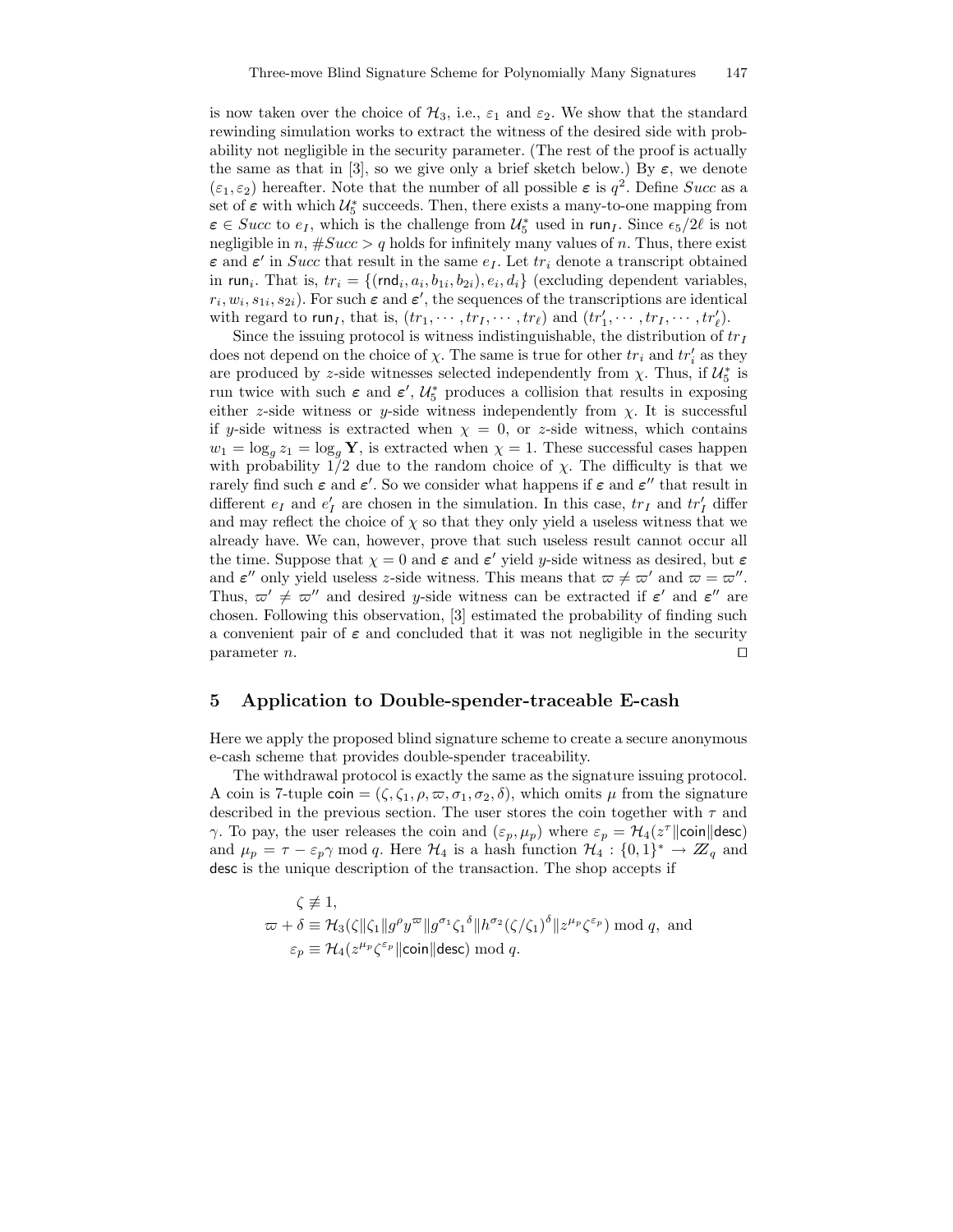is now taken over the choice of $\mathcal{H}_3$, i.e., $\varepsilon_1$ and $\varepsilon_2$. We show that the standard rewinding simulation works to extract the witness of the desired side with probability not negligible in the security parameter. (The rest of the proof is actually the same as that in [3], so we give only a brief sketch below.) By $\boldsymbol{\varepsilon}$, we denote $(\varepsilon_1, \varepsilon_2)$ hereafter. Note that the number of all possible $\boldsymbol{\varepsilon}$ is $q^2$. Define $Succ$ as a set of $\boldsymbol{\varepsilon}$ with which $\mathcal{U}_5^*$ succeeds. Then, there exists a many-to-one mapping from $\boldsymbol{\varepsilon} \in Succ$ to $e_I$, which is the challenge from $\mathcal{U}_5^*$ used in $\mathsf{run}_I$. Since $\epsilon_5/2\ell$ is not negligible in $n$, $\#Succ > q$ holds for infinitely many values of $n$. Thus, there exist $\boldsymbol{\varepsilon}$ and $\boldsymbol{\varepsilon}'$ in $Succ$ that result in the same $e_I$. Let $tr_i$ denote a transcript obtained in $\mathsf{run}_i$. That is, $tr_i = \{(\mathsf{rnd}_i, a_i, b_{1i}, b_{2i}), e_i, d_i\}$ (excluding dependent variables, $r_i, w_i, s_{1i}, s_{2i}$). For such $\boldsymbol{\varepsilon}$ and $\boldsymbol{\varepsilon}'$, the sequences of the transcriptions are identical with regard to $\mathsf{run}_I$, that is, $(tr_1, \cdots, tr_I, \cdots, tr_\ell)$ and $(tr'_1, \cdots, tr_I, \cdots, tr'_\ell)$.

Since the issuing protocol is witness indistinguishable, the distribution of $tr_I$ does not depend on the choice of $\chi$. The same is true for other $tr_i$ and $tr'_i$ as they are produced by $z$-side witnesses selected independently from $\chi$. Thus, if $\mathcal{U}_5^*$ is run twice with such $\boldsymbol{\varepsilon}$ and $\boldsymbol{\varepsilon}'$, $\mathcal{U}_5^*$ produces a collision that results in exposing either $z$-side witness or $y$-side witness independently from $\chi$. It is successful if $y$-side witness is extracted when $\chi = 0$, or $z$-side witness, which contains $w_1 = \log_g z_1 = \log_g \mathbf{Y}$, is extracted when $\chi = 1$. These successful cases happen with probability $1/2$ due to the random choice of $\chi$. The difficulty is that we rarely find such $\boldsymbol{\varepsilon}$ and $\boldsymbol{\varepsilon}'$. So we consider what happens if $\boldsymbol{\varepsilon}$ and $\boldsymbol{\varepsilon}''$ that result in different $e_I$ and $e'_I$ are chosen in the simulation. In this case, $tr_I$ and $tr'_I$ differ and may reflect the choice of $\chi$ so that they only yield a useless witness that we already have. We can, however, prove that such useless result cannot occur all the time. Suppose that $\chi = 0$ and $\boldsymbol{\varepsilon}$ and $\boldsymbol{\varepsilon}'$ yield $y$-side witness as desired, but $\boldsymbol{\varepsilon}$ and $\boldsymbol{\varepsilon}''$ only yield useless $z$-side witness. This means that $\varpi \neq \varpi'$ and $\varpi = \varpi''$. Thus, $\varpi' \neq \varpi''$ and desired $y$-side witness can be extracted if $\boldsymbol{\varepsilon}'$ and $\boldsymbol{\varepsilon}''$ are chosen. Following this observation, [3] estimated the probability of finding such a convenient pair of $\boldsymbol{\varepsilon}$ and concluded that it was not negligible in the security parameter $n$. $\square$

## 5 Application to Double-spender-traceable E-cash

Here we apply the proposed blind signature scheme to create a secure anonymous e-cash scheme that provides double-spender traceability.

The withdrawal protocol is exactly the same as the signature issuing protocol. A coin is 7-tuple $\mathsf{coin} = (\zeta, \zeta_1, \rho, \varpi, \sigma_1, \sigma_2, \delta)$, which omits $\mu$ from the signature described in the previous section. The user stores the coin together with $\tau$ and $\gamma$. To pay, the user releases the coin and $(\varepsilon_p, \mu_p)$ where $\varepsilon_p = \mathcal{H}_4(z^\tau \| \mathsf{coin} \| \mathsf{desc})$ and $\mu_p = \tau - \varepsilon_p \gamma \bmod q$. Here $\mathcal{H}_4$ is a hash function $\mathcal{H}_4 : \{0,1\}^* \to \mathbb{Z}_q$ and $\mathsf{desc}$ is the unique description of the transaction. The shop accepts if

$$
\begin{aligned}
&\zeta \not\equiv 1, \\
\varpi + \delta \equiv\ &\mathcal{H}_3(\zeta \| \zeta_1 \| g^\rho y^\varpi \| g^{\sigma_1} {\zeta_1}^\delta \| h^{\sigma_2} (\zeta/\zeta_1)^\delta \| z^{\mu_p} \zeta^{\varepsilon_p}) \bmod q, \text{ and} \\
\varepsilon_p \equiv\ &\mathcal{H}_4(z^{\mu_p} \zeta^{\varepsilon_p} \| \mathsf{coin} \| \mathsf{desc}) \bmod q.
\end{aligned}
$$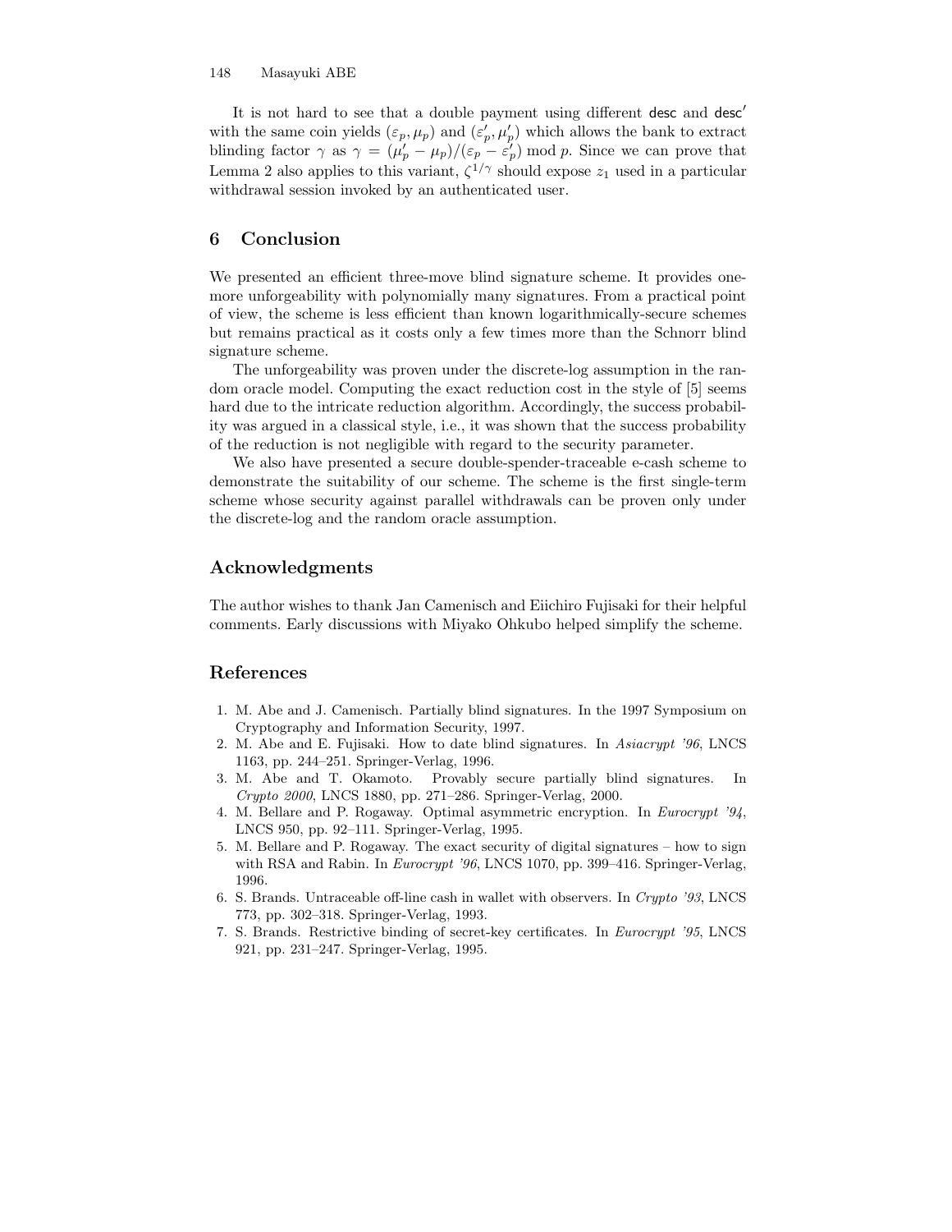It is not hard to see that a double payment using different desc and desc′ with the same coin yields $(\varepsilon_p, \mu_p)$ and $(\varepsilon'_p, \mu'_p)$ which allows the bank to extract blinding factor $\gamma$ as $\gamma = (\mu'_p - \mu_p)/(\varepsilon_p - \varepsilon'_p) \bmod p$. Since we can prove that Lemma 2 also applies to this variant, $\zeta^{1/\gamma}$ should expose $z_1$ used in a particular withdrawal session invoked by an authenticated user.

## 6 Conclusion

We presented an efficient three-move blind signature scheme. It provides one-more unforgeability with polynomially many signatures. From a practical point of view, the scheme is less efficient than known logarithmically-secure schemes but remains practical as it costs only a few times more than the Schnorr blind signature scheme.

The unforgeability was proven under the discrete-log assumption in the random oracle model. Computing the exact reduction cost in the style of [5] seems hard due to the intricate reduction algorithm. Accordingly, the success probability was argued in a classical style, i.e., it was shown that the success probability of the reduction is not negligible with regard to the security parameter.

We also have presented a secure double-spender-traceable e-cash scheme to demonstrate the suitability of our scheme. The scheme is the first single-term scheme whose security against parallel withdrawals can be proven only under the discrete-log and the random oracle assumption.

## Acknowledgments

The author wishes to thank Jan Camenisch and Eiichiro Fujisaki for their helpful comments. Early discussions with Miyako Ohkubo helped simplify the scheme.

## References

1. M. Abe and J. Camenisch. Partially blind signatures. In the 1997 Symposium on Cryptography and Information Security, 1997.
2. M. Abe and E. Fujisaki. How to date blind signatures. In *Asiacrypt '96*, LNCS 1163, pp. 244–251. Springer-Verlag, 1996.
3. M. Abe and T. Okamoto. Provably secure partially blind signatures. In *Crypto 2000*, LNCS 1880, pp. 271–286. Springer-Verlag, 2000.
4. M. Bellare and P. Rogaway. Optimal asymmetric encryption. In *Eurocrypt '94*, LNCS 950, pp. 92–111. Springer-Verlag, 1995.
5. M. Bellare and P. Rogaway. The exact security of digital signatures – how to sign with RSA and Rabin. In *Eurocrypt '96*, LNCS 1070, pp. 399–416. Springer-Verlag, 1996.
6. S. Brands. Untraceable off-line cash in wallet with observers. In *Crypto '93*, LNCS 773, pp. 302–318. Springer-Verlag, 1993.
7. S. Brands. Restrictive binding of secret-key certificates. In *Eurocrypt '95*, LNCS 921, pp. 231–247. Springer-Verlag, 1995.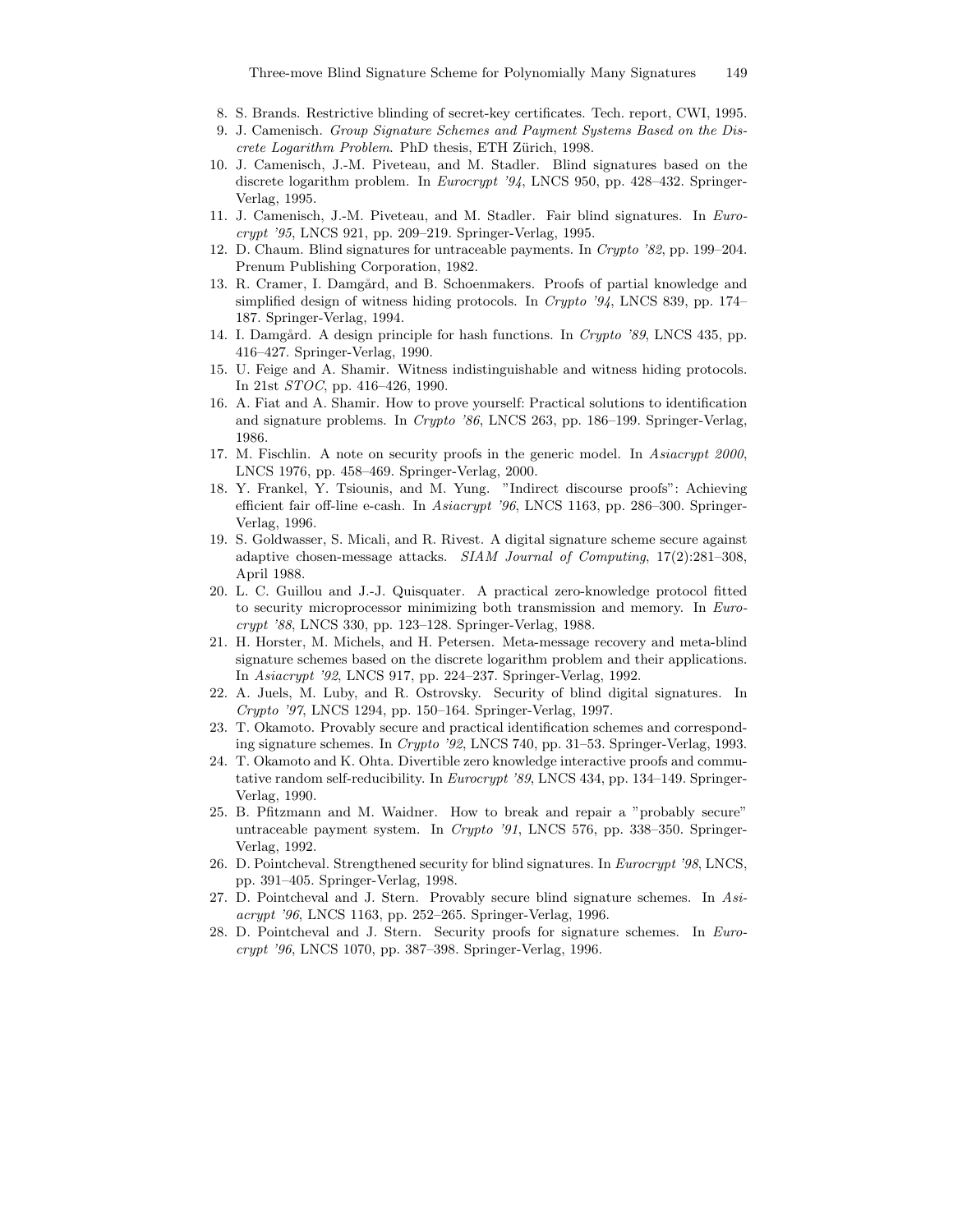8. S. Brands. Restrictive blinding of secret-key certificates. Tech. report, CWI, 1995.
9. J. Camenisch. *Group Signature Schemes and Payment Systems Based on the Discrete Logarithm Problem*. PhD thesis, ETH Zürich, 1998.
10. J. Camenisch, J.-M. Piveteau, and M. Stadler. Blind signatures based on the discrete logarithm problem. In *Eurocrypt '94*, LNCS 950, pp. 428–432. Springer-Verlag, 1995.
11. J. Camenisch, J.-M. Piveteau, and M. Stadler. Fair blind signatures. In *Eurocrypt '95*, LNCS 921, pp. 209–219. Springer-Verlag, 1995.
12. D. Chaum. Blind signatures for untraceable payments. In *Crypto '82*, pp. 199–204. Prenum Publishing Corporation, 1982.
13. R. Cramer, I. Damgård, and B. Schoenmakers. Proofs of partial knowledge and simplified design of witness hiding protocols. In *Crypto '94*, LNCS 839, pp. 174–187. Springer-Verlag, 1994.
14. I. Damgård. A design principle for hash functions. In *Crypto '89*, LNCS 435, pp. 416–427. Springer-Verlag, 1990.
15. U. Feige and A. Shamir. Witness indistinguishable and witness hiding protocols. In 21st *STOC*, pp. 416–426, 1990.
16. A. Fiat and A. Shamir. How to prove yourself: Practical solutions to identification and signature problems. In *Crypto '86*, LNCS 263, pp. 186–199. Springer-Verlag, 1986.
17. M. Fischlin. A note on security proofs in the generic model. In *Asiacrypt 2000*, LNCS 1976, pp. 458–469. Springer-Verlag, 2000.
18. Y. Frankel, Y. Tsiounis, and M. Yung. "Indirect discourse proofs": Achieving efficient fair off-line e-cash. In *Asiacrypt '96*, LNCS 1163, pp. 286–300. Springer-Verlag, 1996.
19. S. Goldwasser, S. Micali, and R. Rivest. A digital signature scheme secure against adaptive chosen-message attacks. *SIAM Journal of Computing*, 17(2):281–308, April 1988.
20. L. C. Guillou and J.-J. Quisquater. A practical zero-knowledge protocol fitted to security microprocessor minimizing both transmission and memory. In *Eurocrypt '88*, LNCS 330, pp. 123–128. Springer-Verlag, 1988.
21. H. Horster, M. Michels, and H. Petersen. Meta-message recovery and meta-blind signature schemes based on the discrete logarithm problem and their applications. In *Asiacrypt '92*, LNCS 917, pp. 224–237. Springer-Verlag, 1992.
22. A. Juels, M. Luby, and R. Ostrovsky. Security of blind digital signatures. In *Crypto '97*, LNCS 1294, pp. 150–164. Springer-Verlag, 1997.
23. T. Okamoto. Provably secure and practical identification schemes and corresponding signature schemes. In *Crypto '92*, LNCS 740, pp. 31–53. Springer-Verlag, 1993.
24. T. Okamoto and K. Ohta. Divertible zero knowledge interactive proofs and commutative random self-reducibility. In *Eurocrypt '89*, LNCS 434, pp. 134–149. Springer-Verlag, 1990.
25. B. Pfitzmann and M. Waidner. How to break and repair a "probably secure" untraceable payment system. In *Crypto '91*, LNCS 576, pp. 338–350. Springer-Verlag, 1992.
26. D. Pointcheval. Strengthened security for blind signatures. In *Eurocrypt '98*, LNCS, pp. 391–405. Springer-Verlag, 1998.
27. D. Pointcheval and J. Stern. Provably secure blind signature schemes. In *Asiacrypt '96*, LNCS 1163, pp. 252–265. Springer-Verlag, 1996.
28. D. Pointcheval and J. Stern. Security proofs for signature schemes. In *Eurocrypt '96*, LNCS 1070, pp. 387–398. Springer-Verlag, 1996.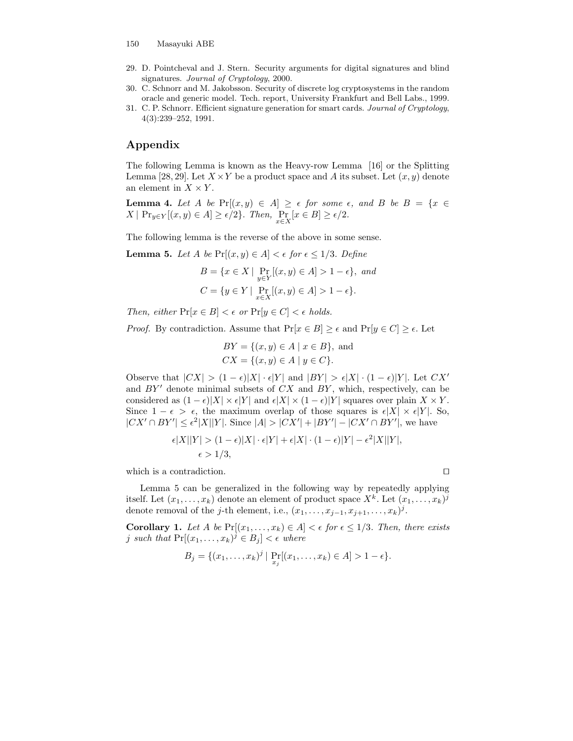29. D. Pointcheval and J. Stern. Security arguments for digital signatures and blind signatures. *Journal of Cryptology*, 2000.
30. C. Schnorr and M. Jakobsson. Security of discrete log cryptosystems in the random oracle and generic model. Tech. report, University Frankfurt and Bell Labs., 1999.
31. C. P. Schnorr. Efficient signature generation for smart cards. *Journal of Cryptology*, 4(3):239–252, 1991.

## Appendix

The following Lemma is known as the Heavy-row Lemma [16] or the Splitting Lemma [28, 29]. Let $X \times Y$ be a product space and $A$ its subset. Let $(x, y)$ denote an element in $X \times Y$.

**Lemma 4.** *Let $A$ be $\Pr[(x, y) \in A] \geq \epsilon$ for some $\epsilon$, and $B$ be $B = \{x \in X \mid \Pr_{y \in Y}[(x, y) \in A] \geq \epsilon/2\}$. Then, $\Pr_{x \in X}[x \in B] \geq \epsilon/2$.*

The following lemma is the reverse of the above in some sense.

**Lemma 5.** *Let $A$ be $\Pr[(x, y) \in A] < \epsilon$ for $\epsilon \leq 1/3$. Define*

$$B = \{x \in X \mid \Pr_{y \in Y}[(x, y) \in A] > 1 - \epsilon\}, \text{ and}$$
$$C = \{y \in Y \mid \Pr_{x \in X}[(x, y) \in A] > 1 - \epsilon\}.$$

*Then, either $\Pr[x \in B] < \epsilon$ or $\Pr[y \in C] < \epsilon$ holds.*

*Proof.* By contradiction. Assume that $\Pr[x \in B] \geq \epsilon$ and $\Pr[y \in C] \geq \epsilon$. Let

$$BY = \{(x, y) \in A \mid x \in B\}, \text{ and}$$
$$CX = \{(x, y) \in A \mid y \in C\}.$$

Observe that $|CX| > (1 - \epsilon)|X| \cdot \epsilon|Y|$ and $|BY| > \epsilon|X| \cdot (1 - \epsilon)|Y|$. Let $CX'$ and $BY'$ denote minimal subsets of $CX$ and $BY$, which, respectively, can be considered as $(1 - \epsilon)|X| \times \epsilon|Y|$ and $\epsilon|X| \times (1 - \epsilon)|Y|$ squares over plain $X \times Y$. Since $1 - \epsilon > \epsilon$, the maximum overlap of those squares is $\epsilon|X| \times \epsilon|Y|$. So, $|CX' \cap BY'| \leq \epsilon^2|X||Y|$. Since $|A| > |CX'| + |BY'| - |CX' \cap BY'|$, we have

$$\epsilon|X||Y| > (1 - \epsilon)|X| \cdot \epsilon|Y| + \epsilon|X| \cdot (1 - \epsilon)|Y| - \epsilon^2|X||Y|,$$
$$\epsilon > 1/3,$$

which is a contradiction. □

Lemma 5 can be generalized in the following way by repeatedly applying itself. Let $(x_1, \ldots, x_k)$ denote an element of product space $X^k$. Let $(x_1, \ldots, x_k)^j$ denote removal of the $j$-th element, i.e., $(x_1, \ldots, x_{j-1}, x_{j+1}, \ldots, x_k)^j$.

**Corollary 1.** *Let $A$ be $\Pr[(x_1, \ldots, x_k) \in A] < \epsilon$ for $\epsilon \leq 1/3$. Then, there exists $j$ such that $\Pr[(x_1, \ldots, x_k)^j \in B_j] < \epsilon$ where*

$$B_j = \{(x_1, \ldots, x_k)^j \mid \Pr_{x_j}[(x_1, \ldots, x_k) \in A] > 1 - \epsilon\}.$$